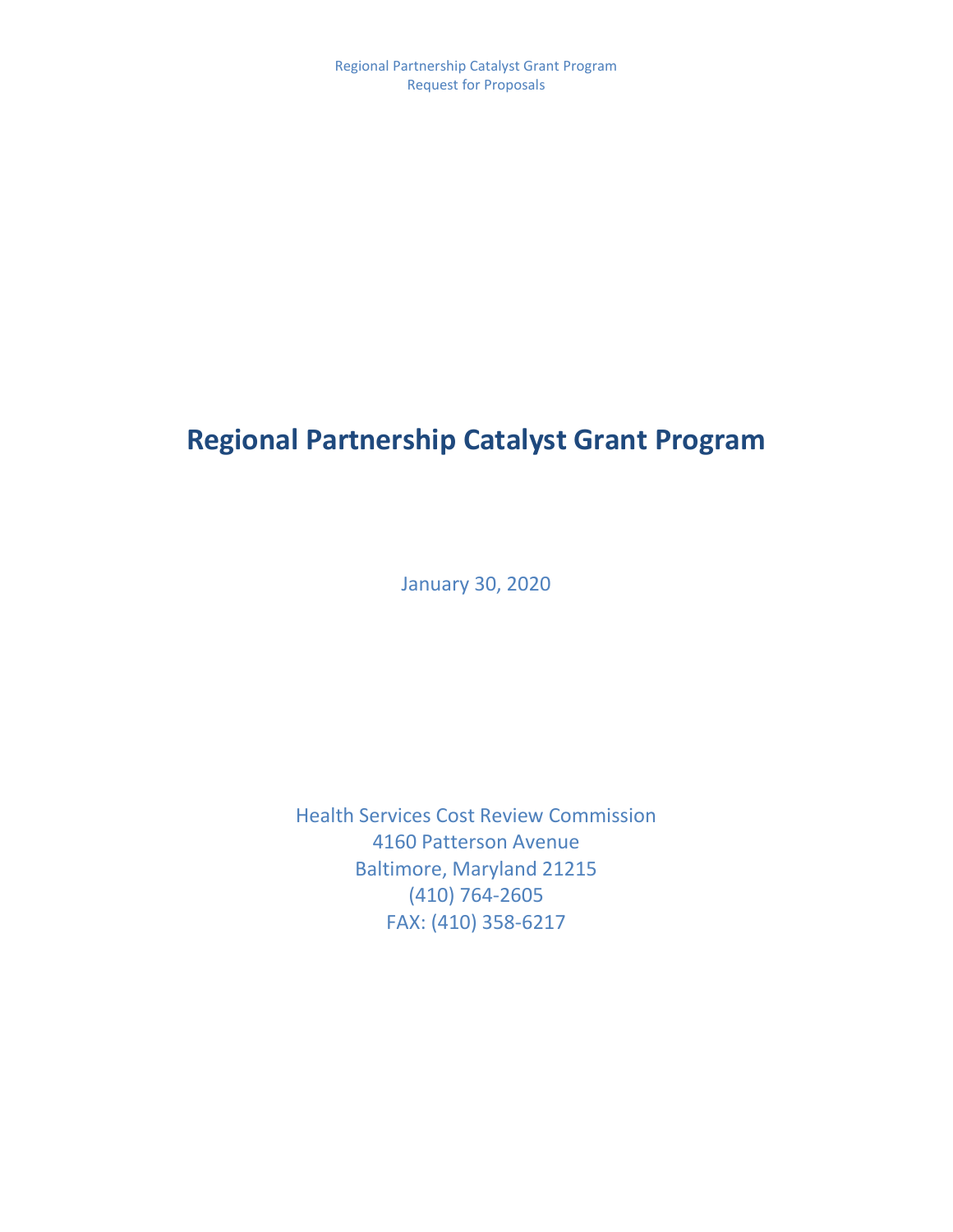# Regional Partnership Catalyst Grant Program

January 30, 2020

Health Services Cost Review Commission
4160 Patterson Avenue
Baltimore, Maryland 21215
(410) 764-2605
FAX: (410) 358-6217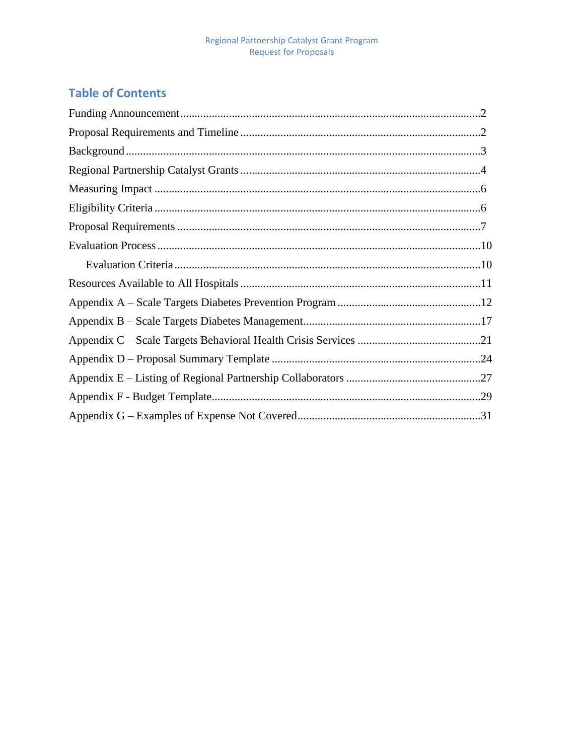## Table of Contents

Funding Announcement .......................................................................................................2

Proposal Requirements and Timeline ...................................................................................2

Background ...........................................................................................................................3

Regional Partnership Catalyst Grants ...................................................................................4

Measuring Impact ................................................................................................................6

Eligibility Criteria .................................................................................................................6

Proposal Requirements ........................................................................................................7

Evaluation Process ...............................................................................................................10

  Evaluation Criteria ..........................................................................................................10

Resources Available to All Hospitals ...................................................................................11

Appendix A – Scale Targets Diabetes Prevention Program ..................................................12

Appendix B – Scale Targets Diabetes Management..............................................................17

Appendix C – Scale Targets Behavioral Health Crisis Services ...........................................21

Appendix D – Proposal Summary Template ........................................................................24

Appendix E – Listing of Regional Partnership Collaborators ...............................................27

Appendix F - Budget Template.............................................................................................29

Appendix G – Examples of Expense Not Covered................................................................31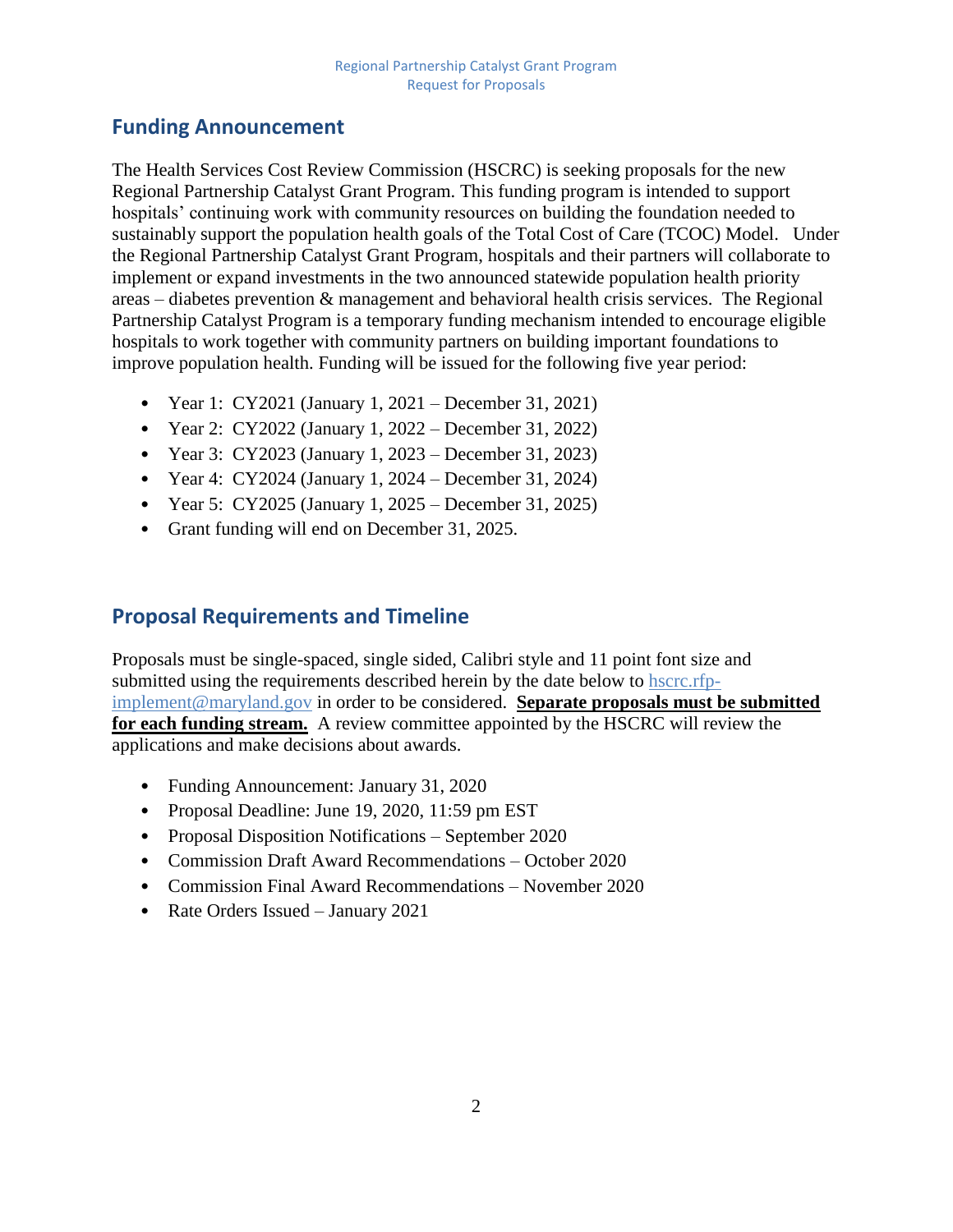## Funding Announcement

The Health Services Cost Review Commission (HSCRC) is seeking proposals for the new Regional Partnership Catalyst Grant Program. This funding program is intended to support hospitals' continuing work with community resources on building the foundation needed to sustainably support the population health goals of the Total Cost of Care (TCOC) Model. Under the Regional Partnership Catalyst Grant Program, hospitals and their partners will collaborate to implement or expand investments in the two announced statewide population health priority areas – diabetes prevention & management and behavioral health crisis services. The Regional Partnership Catalyst Program is a temporary funding mechanism intended to encourage eligible hospitals to work together with community partners on building important foundations to improve population health. Funding will be issued for the following five year period:

- Year 1: CY2021 (January 1, 2021 – December 31, 2021)
- Year 2: CY2022 (January 1, 2022 – December 31, 2022)
- Year 3: CY2023 (January 1, 2023 – December 31, 2023)
- Year 4: CY2024 (January 1, 2024 – December 31, 2024)
- Year 5: CY2025 (January 1, 2025 – December 31, 2025)
- Grant funding will end on December 31, 2025.

## Proposal Requirements and Timeline

Proposals must be single-spaced, single sided, Calibri style and 11 point font size and submitted using the requirements described herein by the date below to hscrc.rfp-implement@maryland.gov in order to be considered. **Separate proposals must be submitted for each funding stream.** A review committee appointed by the HSCRC will review the applications and make decisions about awards.

- Funding Announcement: January 31, 2020
- Proposal Deadline: June 19, 2020, 11:59 pm EST
- Proposal Disposition Notifications – September 2020
- Commission Draft Award Recommendations – October 2020
- Commission Final Award Recommendations – November 2020
- Rate Orders Issued – January 2021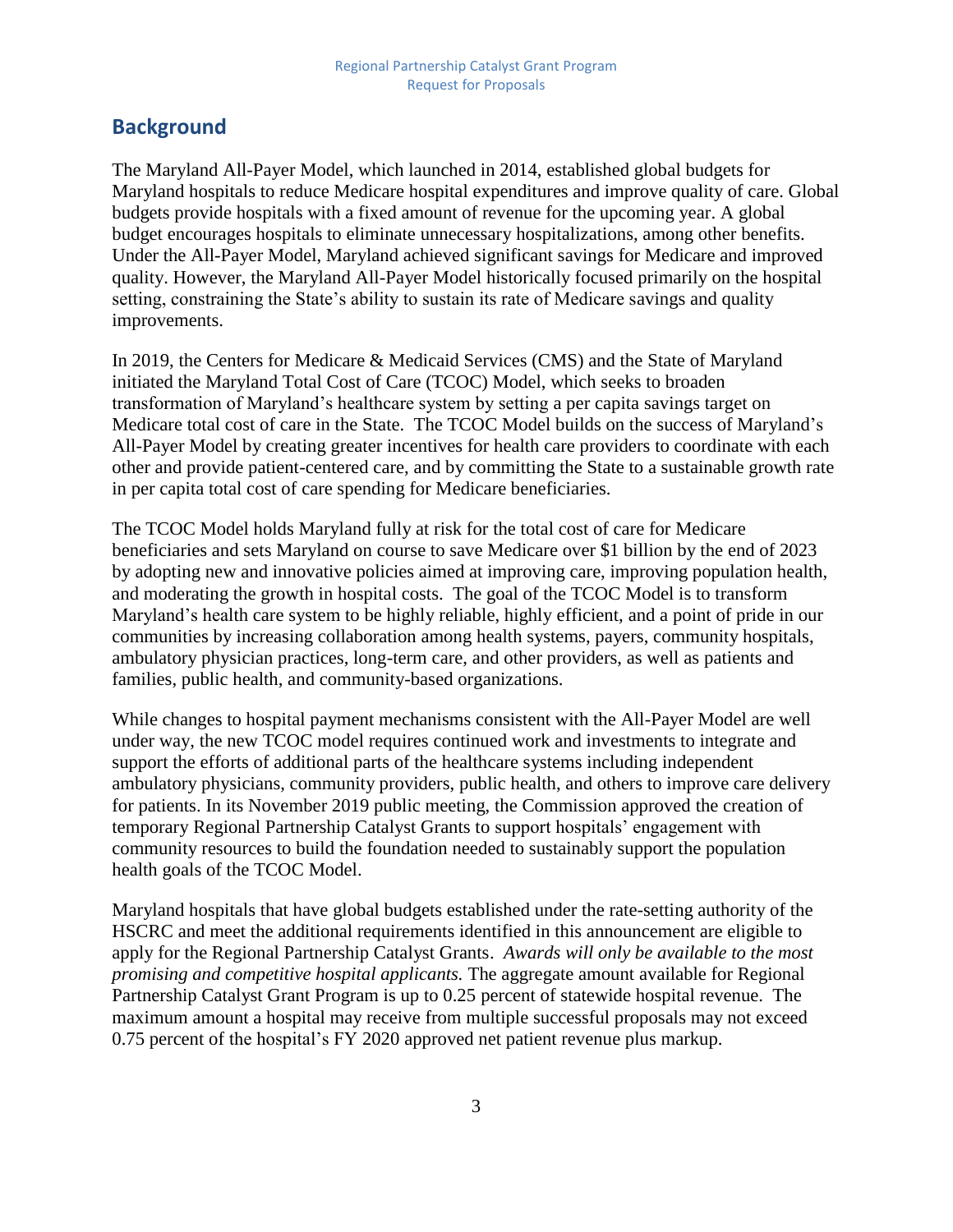## Background

The Maryland All-Payer Model, which launched in 2014, established global budgets for Maryland hospitals to reduce Medicare hospital expenditures and improve quality of care. Global budgets provide hospitals with a fixed amount of revenue for the upcoming year. A global budget encourages hospitals to eliminate unnecessary hospitalizations, among other benefits. Under the All-Payer Model, Maryland achieved significant savings for Medicare and improved quality. However, the Maryland All-Payer Model historically focused primarily on the hospital setting, constraining the State's ability to sustain its rate of Medicare savings and quality improvements.

In 2019, the Centers for Medicare & Medicaid Services (CMS) and the State of Maryland initiated the Maryland Total Cost of Care (TCOC) Model, which seeks to broaden transformation of Maryland's healthcare system by setting a per capita savings target on Medicare total cost of care in the State. The TCOC Model builds on the success of Maryland's All-Payer Model by creating greater incentives for health care providers to coordinate with each other and provide patient-centered care, and by committing the State to a sustainable growth rate in per capita total cost of care spending for Medicare beneficiaries.

The TCOC Model holds Maryland fully at risk for the total cost of care for Medicare beneficiaries and sets Maryland on course to save Medicare over $1 billion by the end of 2023 by adopting new and innovative policies aimed at improving care, improving population health, and moderating the growth in hospital costs. The goal of the TCOC Model is to transform Maryland's health care system to be highly reliable, highly efficient, and a point of pride in our communities by increasing collaboration among health systems, payers, community hospitals, ambulatory physician practices, long-term care, and other providers, as well as patients and families, public health, and community-based organizations.

While changes to hospital payment mechanisms consistent with the All-Payer Model are well under way, the new TCOC model requires continued work and investments to integrate and support the efforts of additional parts of the healthcare systems including independent ambulatory physicians, community providers, public health, and others to improve care delivery for patients. In its November 2019 public meeting, the Commission approved the creation of temporary Regional Partnership Catalyst Grants to support hospitals' engagement with community resources to build the foundation needed to sustainably support the population health goals of the TCOC Model.

Maryland hospitals that have global budgets established under the rate-setting authority of the HSCRC and meet the additional requirements identified in this announcement are eligible to apply for the Regional Partnership Catalyst Grants. *Awards will only be available to the most promising and competitive hospital applicants.* The aggregate amount available for Regional Partnership Catalyst Grant Program is up to 0.25 percent of statewide hospital revenue. The maximum amount a hospital may receive from multiple successful proposals may not exceed 0.75 percent of the hospital's FY 2020 approved net patient revenue plus markup.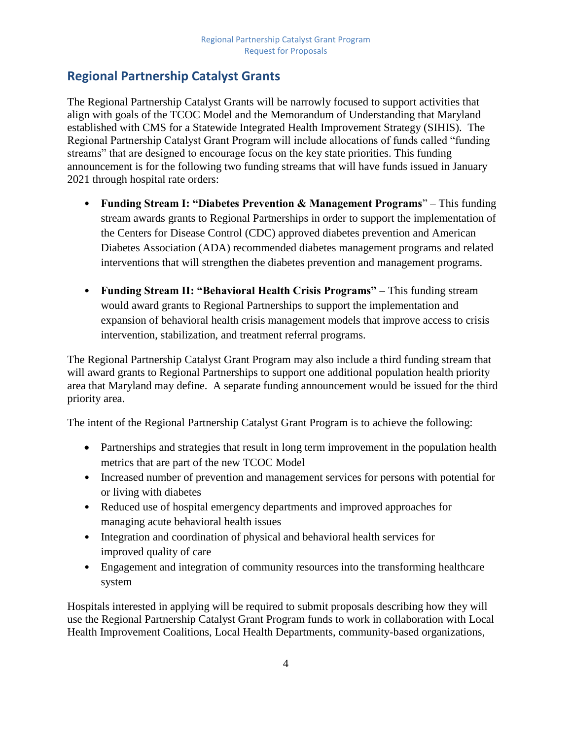## Regional Partnership Catalyst Grants

The Regional Partnership Catalyst Grants will be narrowly focused to support activities that align with goals of the TCOC Model and the Memorandum of Understanding that Maryland established with CMS for a Statewide Integrated Health Improvement Strategy (SIHIS). The Regional Partnership Catalyst Grant Program will include allocations of funds called "funding streams" that are designed to encourage focus on the key state priorities. This funding announcement is for the following two funding streams that will have funds issued in January 2021 through hospital rate orders:

- **Funding Stream I: "Diabetes Prevention & Management Programs**" – This funding stream awards grants to Regional Partnerships in order to support the implementation of the Centers for Disease Control (CDC) approved diabetes prevention and American Diabetes Association (ADA) recommended diabetes management programs and related interventions that will strengthen the diabetes prevention and management programs.

- **Funding Stream II: "Behavioral Health Crisis Programs"** – This funding stream would award grants to Regional Partnerships to support the implementation and expansion of behavioral health crisis management models that improve access to crisis intervention, stabilization, and treatment referral programs.

The Regional Partnership Catalyst Grant Program may also include a third funding stream that will award grants to Regional Partnerships to support one additional population health priority area that Maryland may define. A separate funding announcement would be issued for the third priority area.

The intent of the Regional Partnership Catalyst Grant Program is to achieve the following:

- Partnerships and strategies that result in long term improvement in the population health metrics that are part of the new TCOC Model
- Increased number of prevention and management services for persons with potential for or living with diabetes
- Reduced use of hospital emergency departments and improved approaches for managing acute behavioral health issues
- Integration and coordination of physical and behavioral health services for improved quality of care
- Engagement and integration of community resources into the transforming healthcare system

Hospitals interested in applying will be required to submit proposals describing how they will use the Regional Partnership Catalyst Grant Program funds to work in collaboration with Local Health Improvement Coalitions, Local Health Departments, community-based organizations,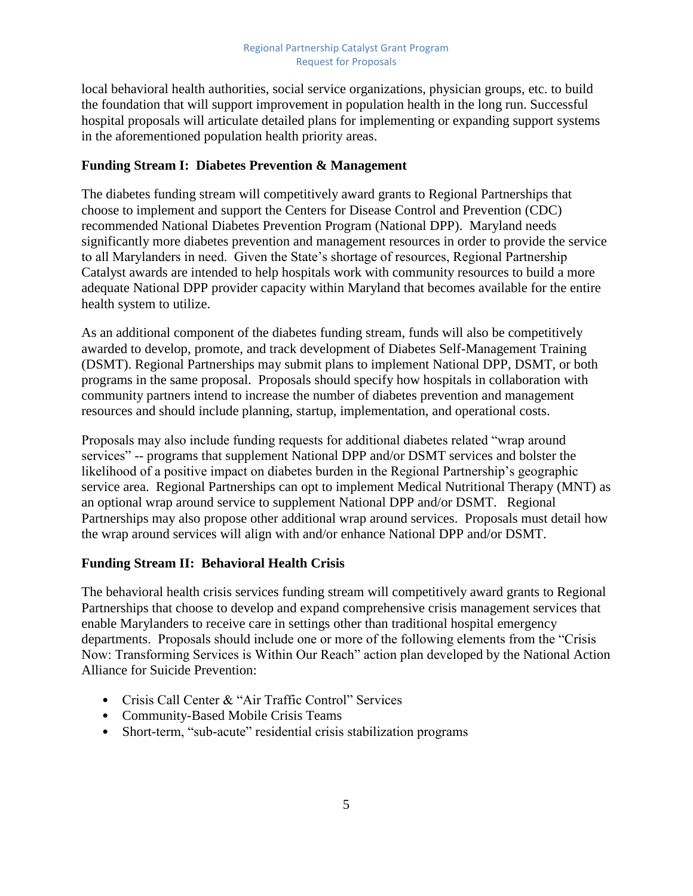local behavioral health authorities, social service organizations, physician groups, etc. to build the foundation that will support improvement in population health in the long run. Successful hospital proposals will articulate detailed plans for implementing or expanding support systems in the aforementioned population health priority areas.

**Funding Stream I: Diabetes Prevention & Management**

The diabetes funding stream will competitively award grants to Regional Partnerships that choose to implement and support the Centers for Disease Control and Prevention (CDC) recommended National Diabetes Prevention Program (National DPP). Maryland needs significantly more diabetes prevention and management resources in order to provide the service to all Marylanders in need. Given the State's shortage of resources, Regional Partnership Catalyst awards are intended to help hospitals work with community resources to build a more adequate National DPP provider capacity within Maryland that becomes available for the entire health system to utilize.

As an additional component of the diabetes funding stream, funds will also be competitively awarded to develop, promote, and track development of Diabetes Self-Management Training (DSMT). Regional Partnerships may submit plans to implement National DPP, DSMT, or both programs in the same proposal. Proposals should specify how hospitals in collaboration with community partners intend to increase the number of diabetes prevention and management resources and should include planning, startup, implementation, and operational costs.

Proposals may also include funding requests for additional diabetes related "wrap around services" -- programs that supplement National DPP and/or DSMT services and bolster the likelihood of a positive impact on diabetes burden in the Regional Partnership's geographic service area. Regional Partnerships can opt to implement Medical Nutritional Therapy (MNT) as an optional wrap around service to supplement National DPP and/or DSMT. Regional Partnerships may also propose other additional wrap around services. Proposals must detail how the wrap around services will align with and/or enhance National DPP and/or DSMT.

**Funding Stream II: Behavioral Health Crisis**

The behavioral health crisis services funding stream will competitively award grants to Regional Partnerships that choose to develop and expand comprehensive crisis management services that enable Marylanders to receive care in settings other than traditional hospital emergency departments. Proposals should include one or more of the following elements from the "Crisis Now: Transforming Services is Within Our Reach" action plan developed by the National Action Alliance for Suicide Prevention:

- Crisis Call Center & "Air Traffic Control" Services
- Community-Based Mobile Crisis Teams
- Short-term, "sub-acute" residential crisis stabilization programs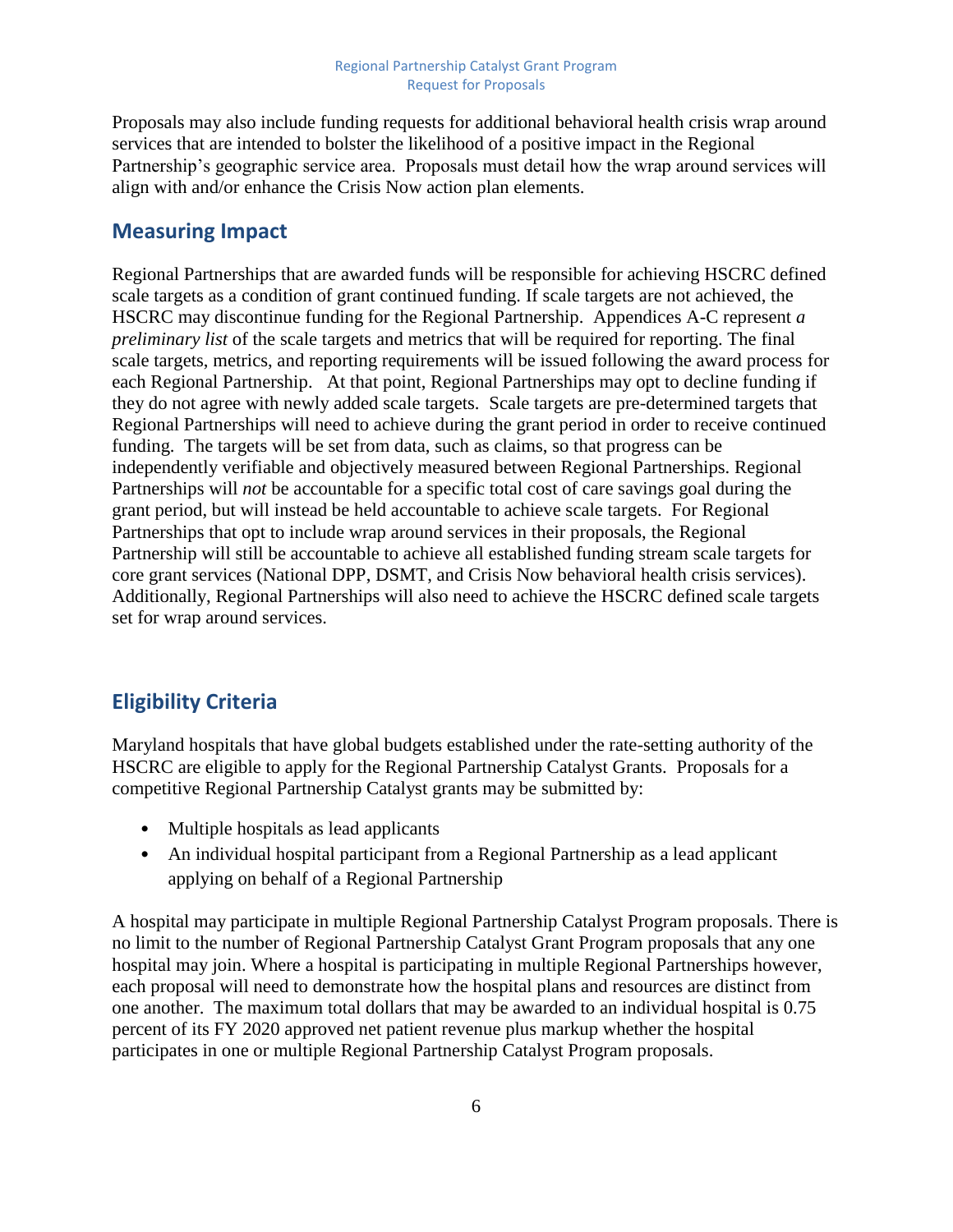Proposals may also include funding requests for additional behavioral health crisis wrap around services that are intended to bolster the likelihood of a positive impact in the Regional Partnership's geographic service area. Proposals must detail how the wrap around services will align with and/or enhance the Crisis Now action plan elements.

## Measuring Impact

Regional Partnerships that are awarded funds will be responsible for achieving HSCRC defined scale targets as a condition of grant continued funding. If scale targets are not achieved, the HSCRC may discontinue funding for the Regional Partnership. Appendices A-C represent *a preliminary list* of the scale targets and metrics that will be required for reporting. The final scale targets, metrics, and reporting requirements will be issued following the award process for each Regional Partnership. At that point, Regional Partnerships may opt to decline funding if they do not agree with newly added scale targets. Scale targets are pre-determined targets that Regional Partnerships will need to achieve during the grant period in order to receive continued funding. The targets will be set from data, such as claims, so that progress can be independently verifiable and objectively measured between Regional Partnerships. Regional Partnerships will *not* be accountable for a specific total cost of care savings goal during the grant period, but will instead be held accountable to achieve scale targets. For Regional Partnerships that opt to include wrap around services in their proposals, the Regional Partnership will still be accountable to achieve all established funding stream scale targets for core grant services (National DPP, DSMT, and Crisis Now behavioral health crisis services). Additionally, Regional Partnerships will also need to achieve the HSCRC defined scale targets set for wrap around services.

## Eligibility Criteria

Maryland hospitals that have global budgets established under the rate-setting authority of the HSCRC are eligible to apply for the Regional Partnership Catalyst Grants. Proposals for a competitive Regional Partnership Catalyst grants may be submitted by:

- Multiple hospitals as lead applicants
- An individual hospital participant from a Regional Partnership as a lead applicant applying on behalf of a Regional Partnership

A hospital may participate in multiple Regional Partnership Catalyst Program proposals. There is no limit to the number of Regional Partnership Catalyst Grant Program proposals that any one hospital may join. Where a hospital is participating in multiple Regional Partnerships however, each proposal will need to demonstrate how the hospital plans and resources are distinct from one another. The maximum total dollars that may be awarded to an individual hospital is 0.75 percent of its FY 2020 approved net patient revenue plus markup whether the hospital participates in one or multiple Regional Partnership Catalyst Program proposals.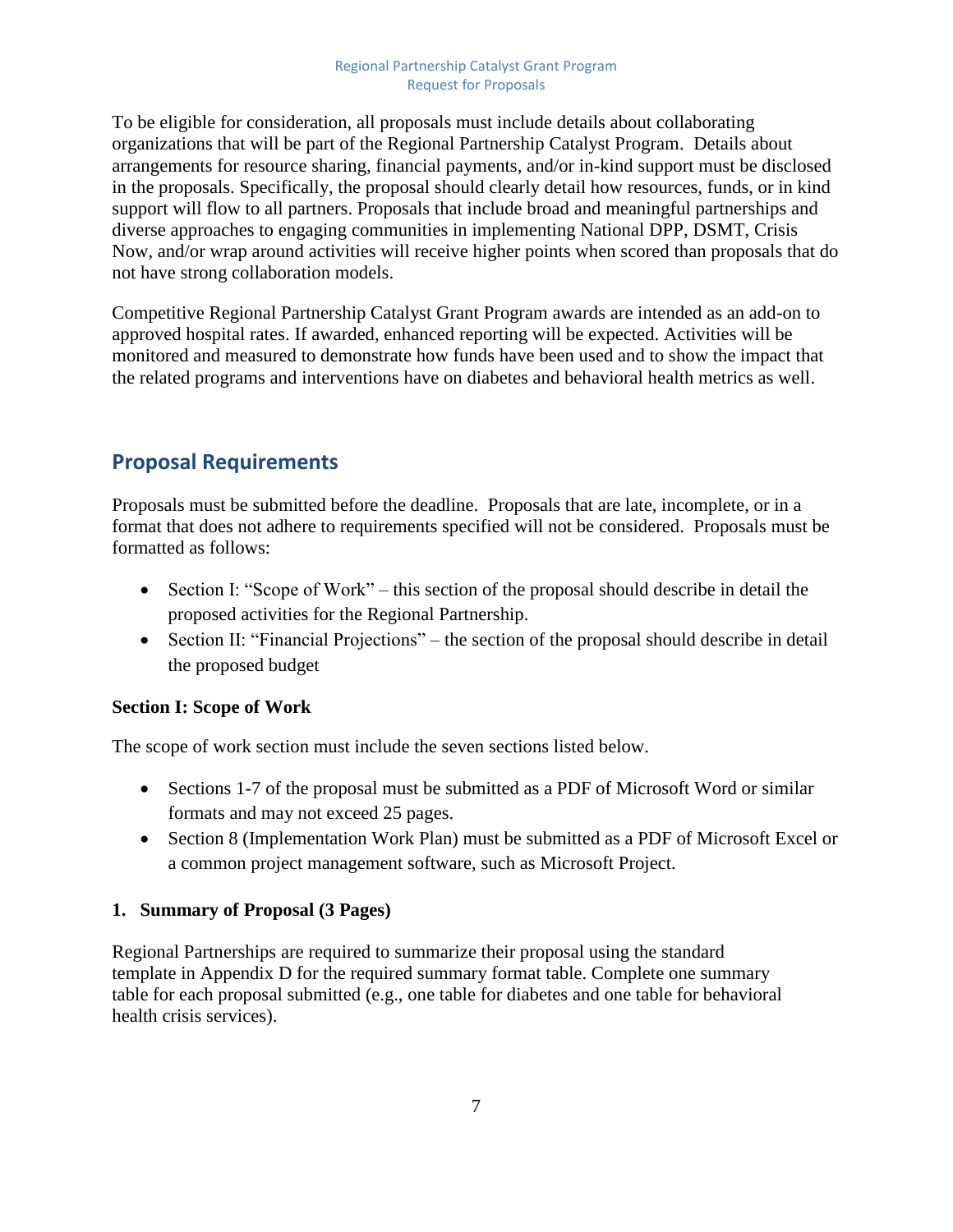To be eligible for consideration, all proposals must include details about collaborating organizations that will be part of the Regional Partnership Catalyst Program. Details about arrangements for resource sharing, financial payments, and/or in-kind support must be disclosed in the proposals. Specifically, the proposal should clearly detail how resources, funds, or in kind support will flow to all partners. Proposals that include broad and meaningful partnerships and diverse approaches to engaging communities in implementing National DPP, DSMT, Crisis Now, and/or wrap around activities will receive higher points when scored than proposals that do not have strong collaboration models.

Competitive Regional Partnership Catalyst Grant Program awards are intended as an add-on to approved hospital rates. If awarded, enhanced reporting will be expected. Activities will be monitored and measured to demonstrate how funds have been used and to show the impact that the related programs and interventions have on diabetes and behavioral health metrics as well.

## Proposal Requirements

Proposals must be submitted before the deadline. Proposals that are late, incomplete, or in a format that does not adhere to requirements specified will not be considered. Proposals must be formatted as follows:

- Section I: "Scope of Work" – this section of the proposal should describe in detail the proposed activities for the Regional Partnership.
- Section II: "Financial Projections" – the section of the proposal should describe in detail the proposed budget

### Section I: Scope of Work

The scope of work section must include the seven sections listed below.

- Sections 1-7 of the proposal must be submitted as a PDF of Microsoft Word or similar formats and may not exceed 25 pages.
- Section 8 (Implementation Work Plan) must be submitted as a PDF of Microsoft Excel or a common project management software, such as Microsoft Project.

#### 1. Summary of Proposal (3 Pages)

Regional Partnerships are required to summarize their proposal using the standard template in Appendix D for the required summary format table. Complete one summary table for each proposal submitted (e.g., one table for diabetes and one table for behavioral health crisis services).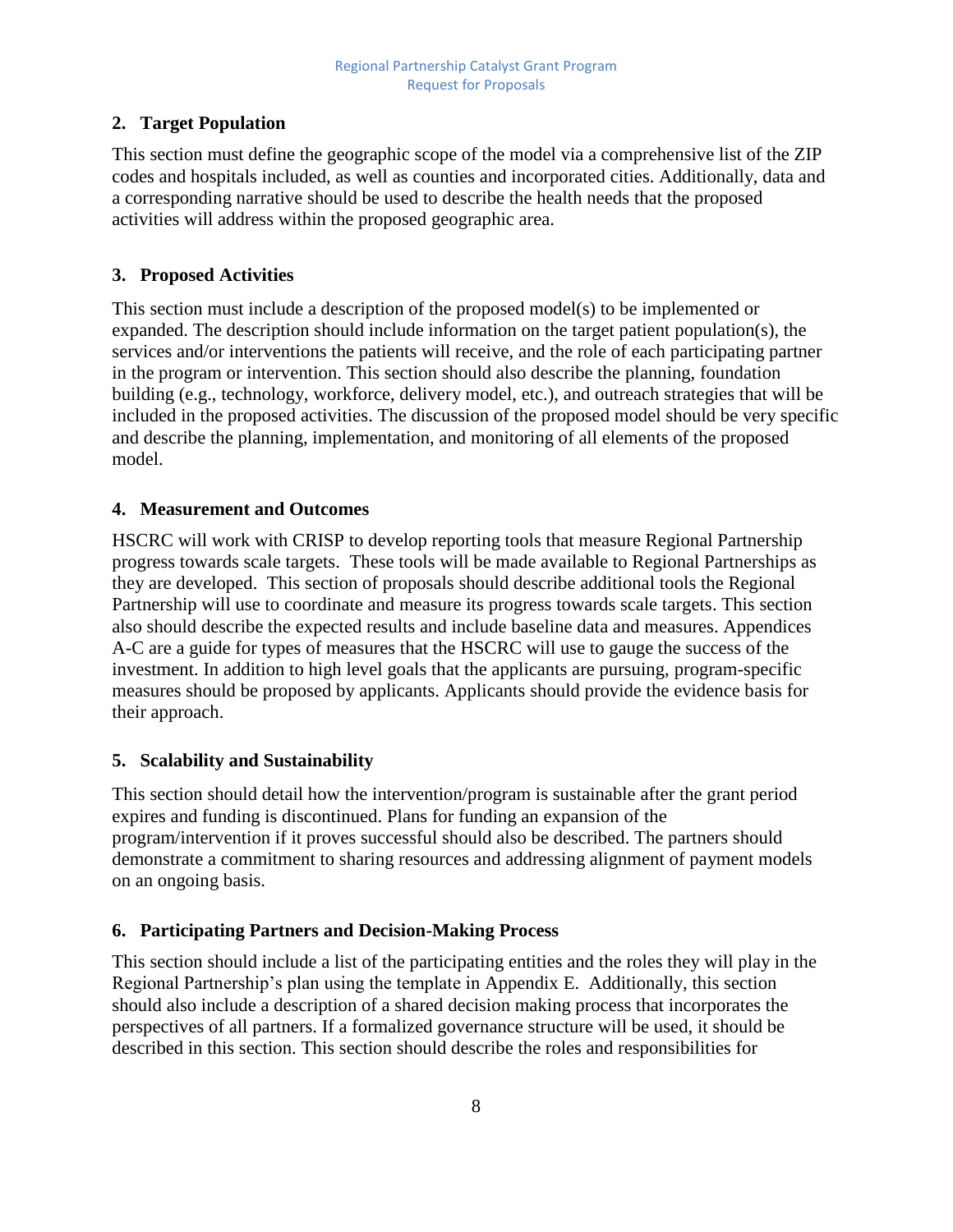## 2. Target Population

This section must define the geographic scope of the model via a comprehensive list of the ZIP codes and hospitals included, as well as counties and incorporated cities. Additionally, data and a corresponding narrative should be used to describe the health needs that the proposed activities will address within the proposed geographic area.

## 3. Proposed Activities

This section must include a description of the proposed model(s) to be implemented or expanded. The description should include information on the target patient population(s), the services and/or interventions the patients will receive, and the role of each participating partner in the program or intervention. This section should also describe the planning, foundation building (e.g., technology, workforce, delivery model, etc.), and outreach strategies that will be included in the proposed activities. The discussion of the proposed model should be very specific and describe the planning, implementation, and monitoring of all elements of the proposed model.

## 4. Measurement and Outcomes

HSCRC will work with CRISP to develop reporting tools that measure Regional Partnership progress towards scale targets. These tools will be made available to Regional Partnerships as they are developed. This section of proposals should describe additional tools the Regional Partnership will use to coordinate and measure its progress towards scale targets. This section also should describe the expected results and include baseline data and measures. Appendices A-C are a guide for types of measures that the HSCRC will use to gauge the success of the investment. In addition to high level goals that the applicants are pursuing, program-specific measures should be proposed by applicants. Applicants should provide the evidence basis for their approach.

## 5. Scalability and Sustainability

This section should detail how the intervention/program is sustainable after the grant period expires and funding is discontinued. Plans for funding an expansion of the program/intervention if it proves successful should also be described. The partners should demonstrate a commitment to sharing resources and addressing alignment of payment models on an ongoing basis.

## 6. Participating Partners and Decision-Making Process

This section should include a list of the participating entities and the roles they will play in the Regional Partnership's plan using the template in Appendix E. Additionally, this section should also include a description of a shared decision making process that incorporates the perspectives of all partners. If a formalized governance structure will be used, it should be described in this section. This section should describe the roles and responsibilities for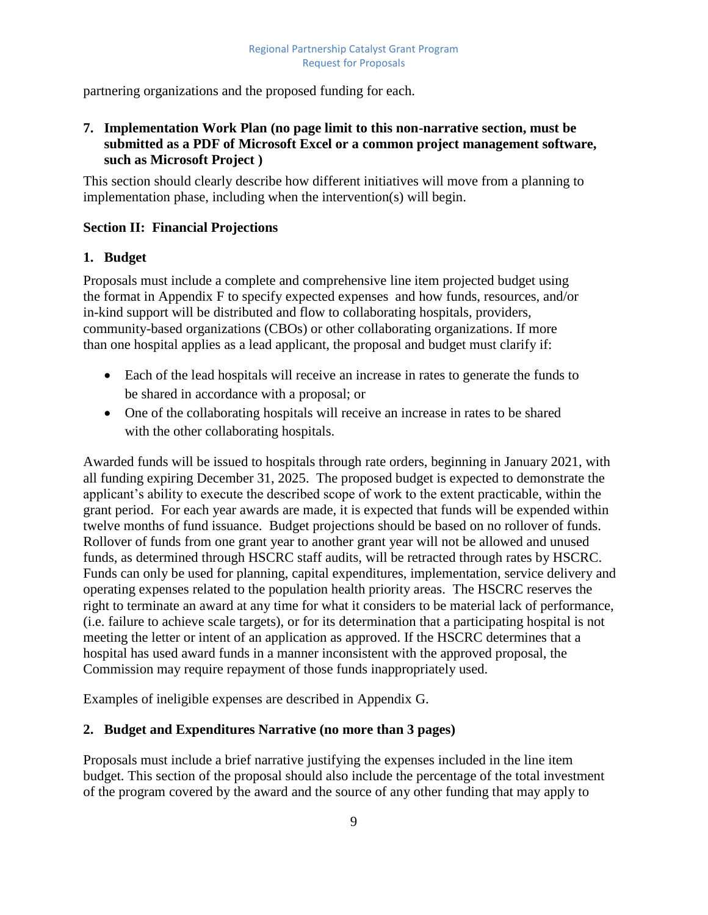partnering organizations and the proposed funding for each.

**7. Implementation Work Plan (no page limit to this non-narrative section, must be submitted as a PDF of Microsoft Excel or a common project management software, such as Microsoft Project )**

This section should clearly describe how different initiatives will move from a planning to implementation phase, including when the intervention(s) will begin.

## Section II: Financial Projections

### 1. Budget

Proposals must include a complete and comprehensive line item projected budget using the format in Appendix F to specify expected expenses and how funds, resources, and/or in-kind support will be distributed and flow to collaborating hospitals, providers, community-based organizations (CBOs) or other collaborating organizations. If more than one hospital applies as a lead applicant, the proposal and budget must clarify if:

- Each of the lead hospitals will receive an increase in rates to generate the funds to be shared in accordance with a proposal; or
- One of the collaborating hospitals will receive an increase in rates to be shared with the other collaborating hospitals.

Awarded funds will be issued to hospitals through rate orders, beginning in January 2021, with all funding expiring December 31, 2025. The proposed budget is expected to demonstrate the applicant's ability to execute the described scope of work to the extent practicable, within the grant period. For each year awards are made, it is expected that funds will be expended within twelve months of fund issuance. Budget projections should be based on no rollover of funds. Rollover of funds from one grant year to another grant year will not be allowed and unused funds, as determined through HSCRC staff audits, will be retracted through rates by HSCRC. Funds can only be used for planning, capital expenditures, implementation, service delivery and operating expenses related to the population health priority areas. The HSCRC reserves the right to terminate an award at any time for what it considers to be material lack of performance, (i.e. failure to achieve scale targets), or for its determination that a participating hospital is not meeting the letter or intent of an application as approved. If the HSCRC determines that a hospital has used award funds in a manner inconsistent with the approved proposal, the Commission may require repayment of those funds inappropriately used.

Examples of ineligible expenses are described in Appendix G.

### 2. Budget and Expenditures Narrative (no more than 3 pages)

Proposals must include a brief narrative justifying the expenses included in the line item budget. This section of the proposal should also include the percentage of the total investment of the program covered by the award and the source of any other funding that may apply to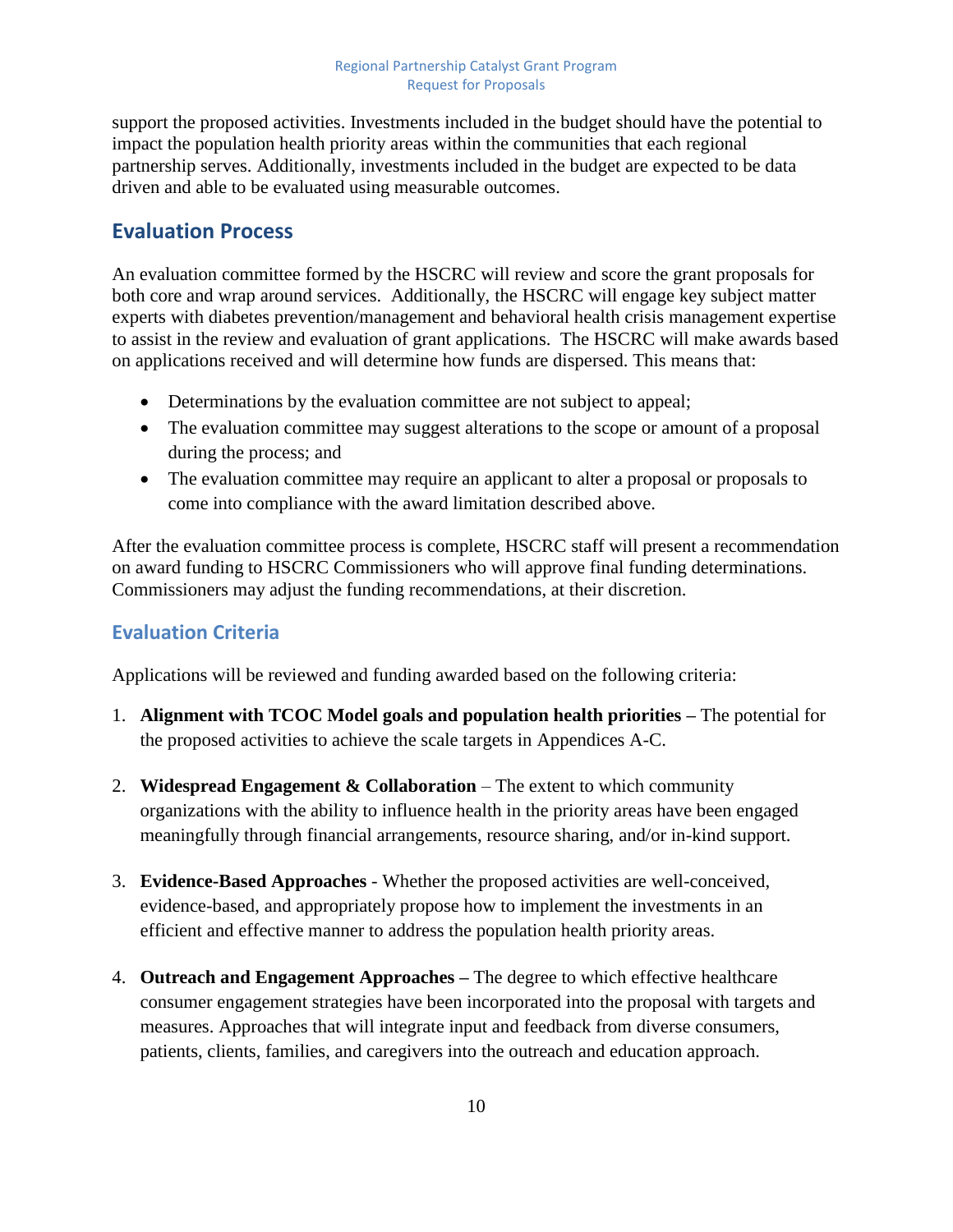support the proposed activities. Investments included in the budget should have the potential to impact the population health priority areas within the communities that each regional partnership serves. Additionally, investments included in the budget are expected to be data driven and able to be evaluated using measurable outcomes.

## Evaluation Process

An evaluation committee formed by the HSCRC will review and score the grant proposals for both core and wrap around services. Additionally, the HSCRC will engage key subject matter experts with diabetes prevention/management and behavioral health crisis management expertise to assist in the review and evaluation of grant applications. The HSCRC will make awards based on applications received and will determine how funds are dispersed. This means that:

- Determinations by the evaluation committee are not subject to appeal;
- The evaluation committee may suggest alterations to the scope or amount of a proposal during the process; and
- The evaluation committee may require an applicant to alter a proposal or proposals to come into compliance with the award limitation described above.

After the evaluation committee process is complete, HSCRC staff will present a recommendation on award funding to HSCRC Commissioners who will approve final funding determinations. Commissioners may adjust the funding recommendations, at their discretion.

### Evaluation Criteria

Applications will be reviewed and funding awarded based on the following criteria:

1. **Alignment with TCOC Model goals and population health priorities –** The potential for the proposed activities to achieve the scale targets in Appendices A-C.

2. **Widespread Engagement & Collaboration** – The extent to which community organizations with the ability to influence health in the priority areas have been engaged meaningfully through financial arrangements, resource sharing, and/or in-kind support.

3. **Evidence-Based Approaches** - Whether the proposed activities are well-conceived, evidence-based, and appropriately propose how to implement the investments in an efficient and effective manner to address the population health priority areas.

4. **Outreach and Engagement Approaches –** The degree to which effective healthcare consumer engagement strategies have been incorporated into the proposal with targets and measures. Approaches that will integrate input and feedback from diverse consumers, patients, clients, families, and caregivers into the outreach and education approach.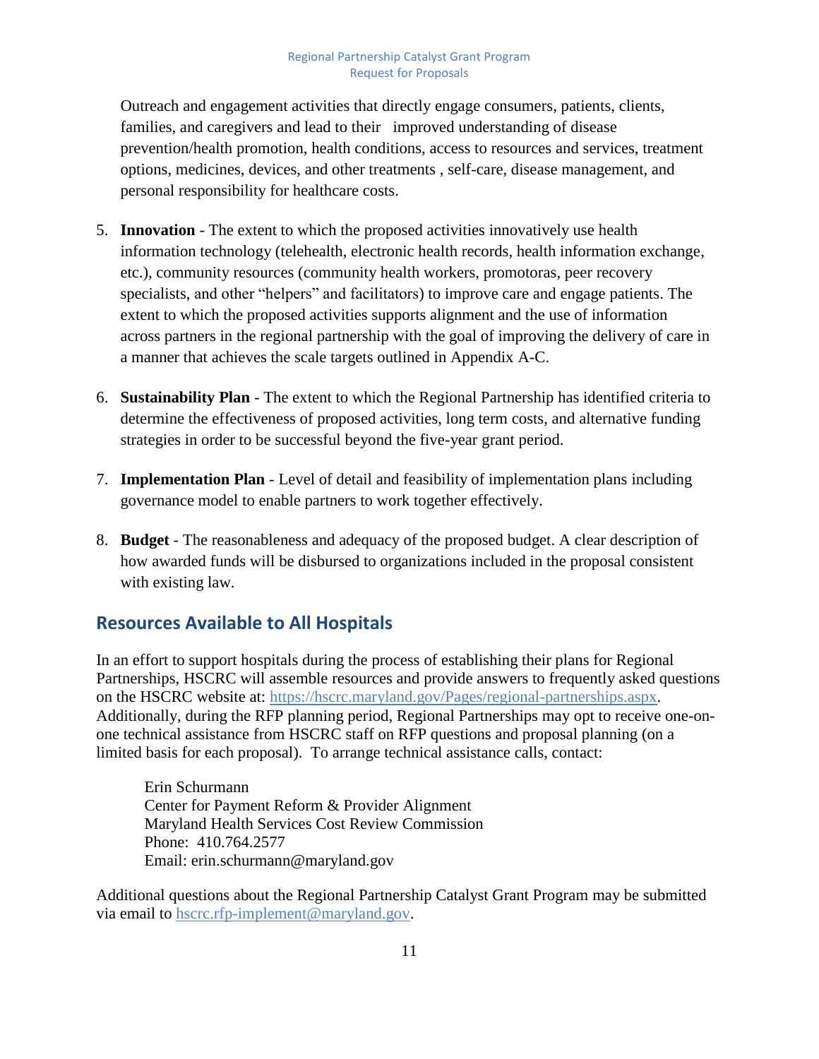Outreach and engagement activities that directly engage consumers, patients, clients, families, and caregivers and lead to their improved understanding of disease prevention/health promotion, health conditions, access to resources and services, treatment options, medicines, devices, and other treatments , self-care, disease management, and personal responsibility for healthcare costs.

5. **Innovation** - The extent to which the proposed activities innovatively use health information technology (telehealth, electronic health records, health information exchange, etc.), community resources (community health workers, promotoras, peer recovery specialists, and other "helpers" and facilitators) to improve care and engage patients. The extent to which the proposed activities supports alignment and the use of information across partners in the regional partnership with the goal of improving the delivery of care in a manner that achieves the scale targets outlined in Appendix A-C.

6. **Sustainability Plan** - The extent to which the Regional Partnership has identified criteria to determine the effectiveness of proposed activities, long term costs, and alternative funding strategies in order to be successful beyond the five-year grant period.

7. **Implementation Plan** - Level of detail and feasibility of implementation plans including governance model to enable partners to work together effectively.

8. **Budget** - The reasonableness and adequacy of the proposed budget. A clear description of how awarded funds will be disbursed to organizations included in the proposal consistent with existing law.

## Resources Available to All Hospitals

In an effort to support hospitals during the process of establishing their plans for Regional Partnerships, HSCRC will assemble resources and provide answers to frequently asked questions on the HSCRC website at: https://hscrc.maryland.gov/Pages/regional-partnerships.aspx. Additionally, during the RFP planning period, Regional Partnerships may opt to receive one-on-one technical assistance from HSCRC staff on RFP questions and proposal planning (on a limited basis for each proposal). To arrange technical assistance calls, contact:

Erin Schurmann
Center for Payment Reform & Provider Alignment
Maryland Health Services Cost Review Commission
Phone: 410.764.2577
Email: erin.schurmann@maryland.gov

Additional questions about the Regional Partnership Catalyst Grant Program may be submitted via email to hscrc.rfp-implement@maryland.gov.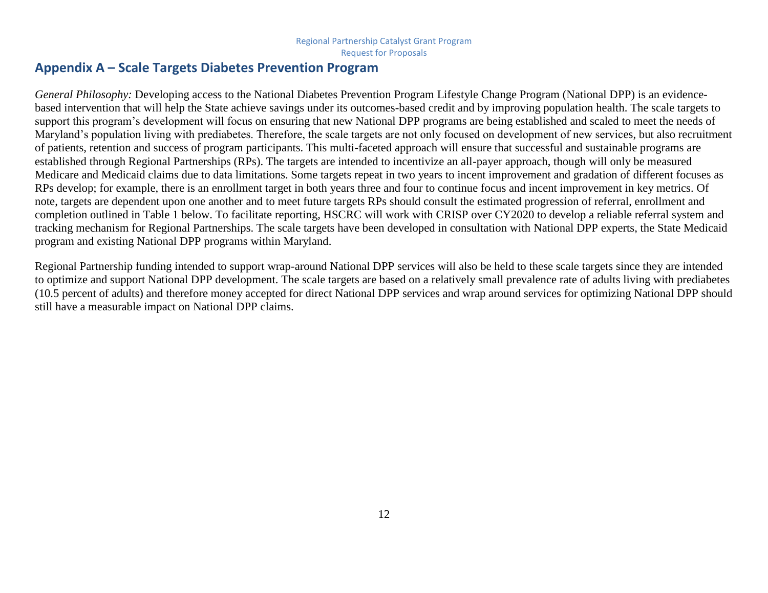## Appendix A – Scale Targets Diabetes Prevention Program

*General Philosophy:* Developing access to the National Diabetes Prevention Program Lifestyle Change Program (National DPP) is an evidence-based intervention that will help the State achieve savings under its outcomes-based credit and by improving population health. The scale targets to support this program's development will focus on ensuring that new National DPP programs are being established and scaled to meet the needs of Maryland's population living with prediabetes. Therefore, the scale targets are not only focused on development of new services, but also recruitment of patients, retention and success of program participants. This multi-faceted approach will ensure that successful and sustainable programs are established through Regional Partnerships (RPs). The targets are intended to incentivize an all-payer approach, though will only be measured Medicare and Medicaid claims due to data limitations. Some targets repeat in two years to incent improvement and gradation of different focuses as RPs develop; for example, there is an enrollment target in both years three and four to continue focus and incent improvement in key metrics. Of note, targets are dependent upon one another and to meet future targets RPs should consult the estimated progression of referral, enrollment and completion outlined in Table 1 below. To facilitate reporting, HSCRC will work with CRISP over CY2020 to develop a reliable referral system and tracking mechanism for Regional Partnerships. The scale targets have been developed in consultation with National DPP experts, the State Medicaid program and existing National DPP programs within Maryland.

Regional Partnership funding intended to support wrap-around National DPP services will also be held to these scale targets since they are intended to optimize and support National DPP development. The scale targets are based on a relatively small prevalence rate of adults living with prediabetes (10.5 percent of adults) and therefore money accepted for direct National DPP services and wrap around services for optimizing National DPP should still have a measurable impact on National DPP claims.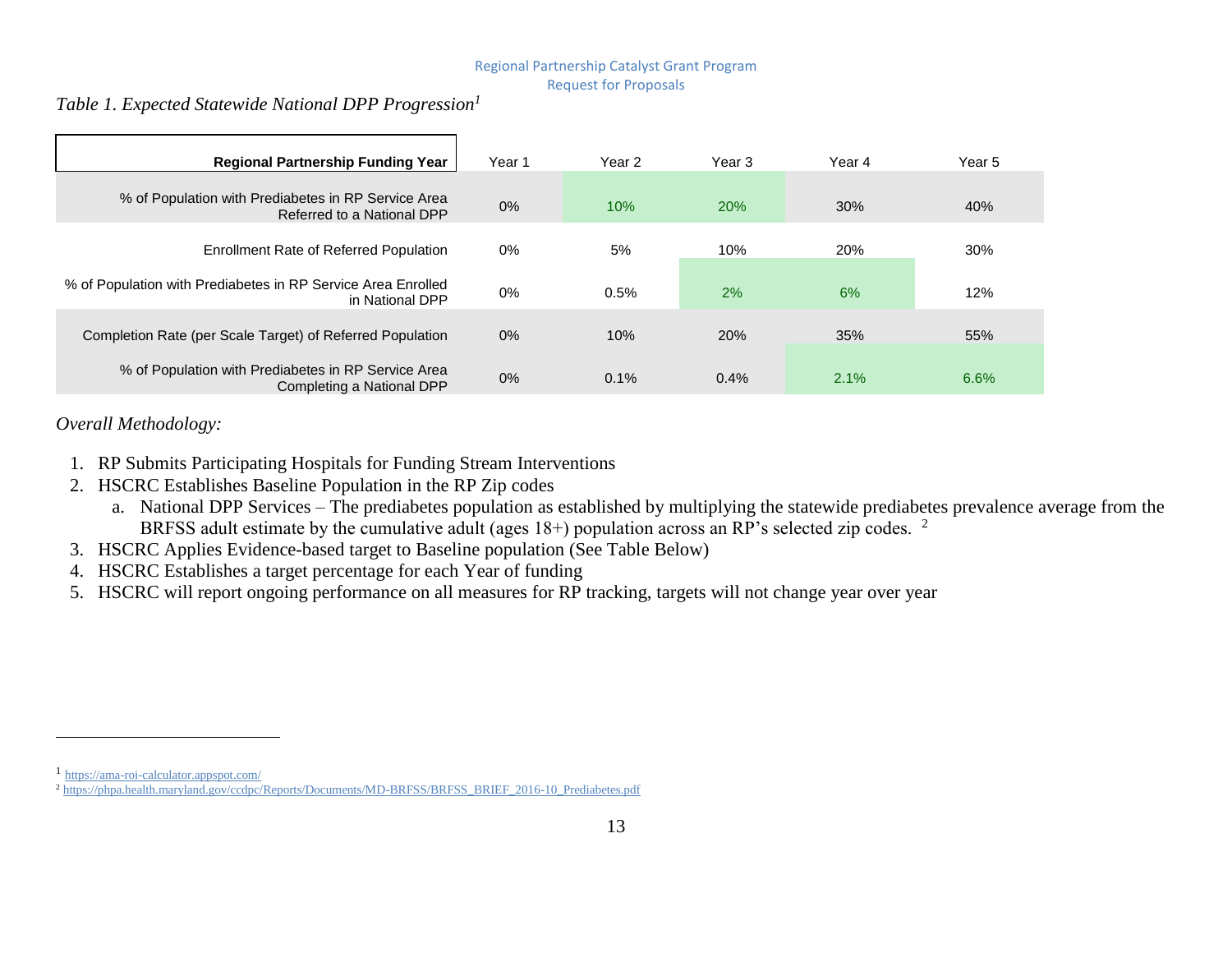*Table 1. Expected Statewide National DPP Progression*[1]

| Regional Partnership Funding Year | Year 1 | Year 2 | Year 3 | Year 4 | Year 5 |
|---|---|---|---|---|---|
| % of Population with Prediabetes in RP Service Area Referred to a National DPP | 0% | 10% | 20% | 30% | 40% |
| Enrollment Rate of Referred Population | 0% | 5% | 10% | 20% | 30% |
| % of Population with Prediabetes in RP Service Area Enrolled in National DPP | 0% | 0.5% | 2% | 6% | 12% |
| Completion Rate (per Scale Target) of Referred Population | 0% | 10% | 20% | 35% | 55% |
| % of Population with Prediabetes in RP Service Area Completing a National DPP | 0% | 0.1% | 0.4% | 2.1% | 6.6% |

*Overall Methodology:*

1. RP Submits Participating Hospitals for Funding Stream Interventions
2. HSCRC Establishes Baseline Population in the RP Zip codes
   a. National DPP Services – The prediabetes population as established by multiplying the statewide prediabetes prevalence average from the BRFSS adult estimate by the cumulative adult (ages 18+) population across an RP's selected zip codes. [2]
3. HSCRC Applies Evidence-based target to Baseline population (See Table Below)
4. HSCRC Establishes a target percentage for each Year of funding
5. HSCRC will report ongoing performance on all measures for RP tracking, targets will not change year over year

---

[1] https://ama-roi-calculator.appspot.com/

[2] https://phpa.health.maryland.gov/ccdpc/Reports/Documents/MD-BRFSS/BRFSS_BRIEF_2016-10_Prediabetes.pdf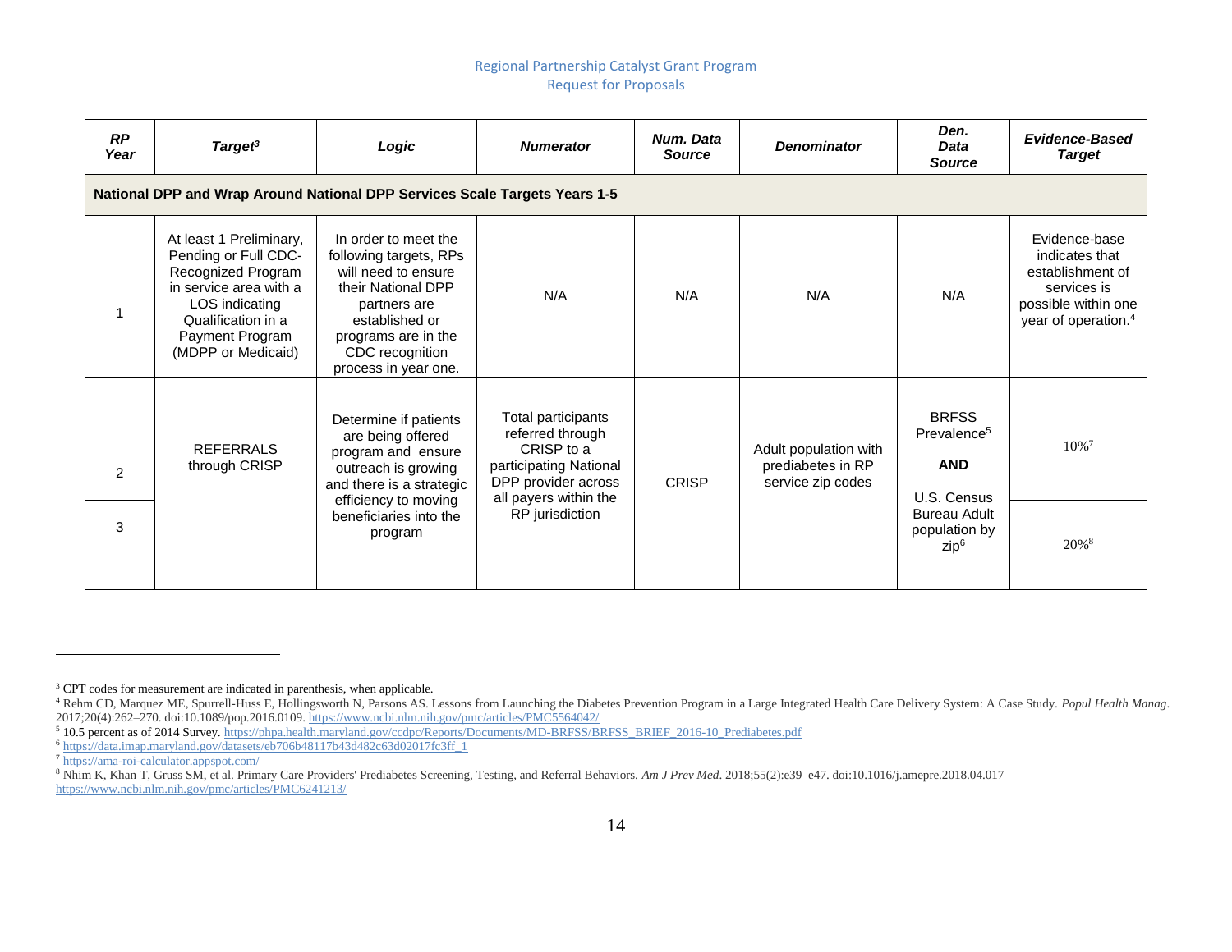| RP Year | Target[3] | Logic | Numerator | Num. Data Source | Denominator | Den. Data Source | Evidence-Based Target |
|---|---|---|---|---|---|---|---|
| **National DPP and Wrap Around National DPP Services Scale Targets Years 1-5** | | | | | | | |
| 1 | At least 1 Preliminary, Pending or Full CDC-Recognized Program in service area with a LOS indicating Qualification in a Payment Program (MDPP or Medicaid) | In order to meet the following targets, RPs will need to ensure their National DPP partners are established or programs are in the CDC recognition process in year one. | N/A | N/A | N/A | N/A | Evidence-base indicates that establishment of services is possible within one year of operation.[4] |
| 2 | REFERRALS through CRISP | Determine if patients are being offered program and ensure outreach is growing and there is a strategic efficiency to moving beneficiaries into the program | Total participants referred through CRISP to a participating National DPP provider across all payers within the RP jurisdiction | CRISP | Adult population with prediabetes in RP service zip codes | BRFSS Prevalence[5] **AND** U.S. Census Bureau Adult population by zip[6] | 10%[7] |
| 3 | | | | | | | 20%[8] |

[3] CPT codes for measurement are indicated in parenthesis, when applicable.

[4] Rehm CD, Marquez ME, Spurrell-Huss E, Hollingsworth N, Parsons AS. Lessons from Launching the Diabetes Prevention Program in a Large Integrated Health Care Delivery System: A Case Study. *Popul Health Manag*. 2017;20(4):262–270. doi:10.1089/pop.2016.0109. https://www.ncbi.nlm.nih.gov/pmc/articles/PMC5564042/

[5] 10.5 percent as of 2014 Survey. https://phpa.health.maryland.gov/ccdpc/Reports/Documents/MD-BRFSS/BRFSS_BRIEF_2016-10_Prediabetes.pdf

[6] https://data.imap.maryland.gov/datasets/eb706b48117b43d482c63d02017fc3ff_1

[7] https://ama-roi-calculator.appspot.com/

[8] Nhim K, Khan T, Gruss SM, et al. Primary Care Providers' Prediabetes Screening, Testing, and Referral Behaviors. *Am J Prev Med*. 2018;55(2):e39–e47. doi:10.1016/j.amepre.2018.04.017 https://www.ncbi.nlm.nih.gov/pmc/articles/PMC6241213/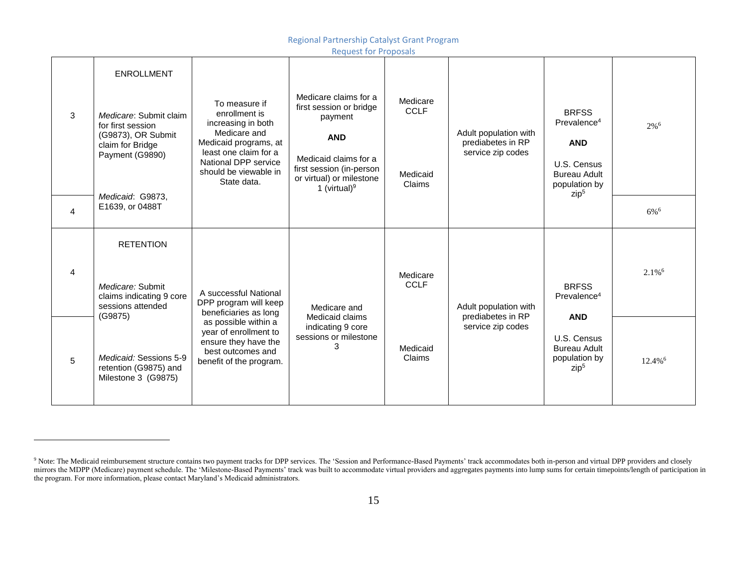| | | | | | | | |
|---|---|---|---|---|---|---|---|
| 3 | ENROLLMENT<br><br>*Medicare*: Submit claim for first session (G9873), OR Submit claim for Bridge Payment (G9890)<br><br>*Medicaid*: G9873, E1639, or 0488T | To measure if enrollment is increasing in both Medicare and Medicaid programs, at least one claim for a National DPP service should be viewable in State data. | Medicare claims for a first session or bridge payment<br><br>**AND**<br><br>Medicaid claims for a first session (in-person or virtual) or milestone 1 (virtual)[9] | Medicare CCLF<br><br>Medicaid Claims | Adult population with prediabetes in RP service zip codes | BRFSS Prevalence[4]<br><br>**AND**<br><br>U.S. Census Bureau Adult population by zip[5] | 2%[6] |
| 4 | | | | | | | 6%[6] |
| 4 | RETENTION<br><br>*Medicare:* Submit claims indicating 9 core sessions attended (G9875)<br><br>*Medicaid:* Sessions 5-9 retention (G9875) and Milestone 3 (G9875) | A successful National DPP program will keep beneficiaries as long as possible within a year of enrollment to ensure they have the best outcomes and benefit of the program. | Medicare and Medicaid claims indicating 9 core sessions or milestone 3 | Medicare CCLF<br><br>Medicaid Claims | Adult population with prediabetes in RP service zip codes | BRFSS Prevalence[4]<br><br>**AND**<br><br>U.S. Census Bureau Adult population by zip[5] | 2.1%[6] |
| 5 | | | | | | | 12.4%[6] |

[9] Note: The Medicaid reimbursement structure contains two payment tracks for DPP services. The 'Session and Performance-Based Payments' track accommodates both in-person and virtual DPP providers and closely mirrors the MDPP (Medicare) payment schedule. The 'Milestone-Based Payments' track was built to accommodate virtual providers and aggregates payments into lump sums for certain timepoints/length of participation in the program. For more information, please contact Maryland's Medicaid administrators.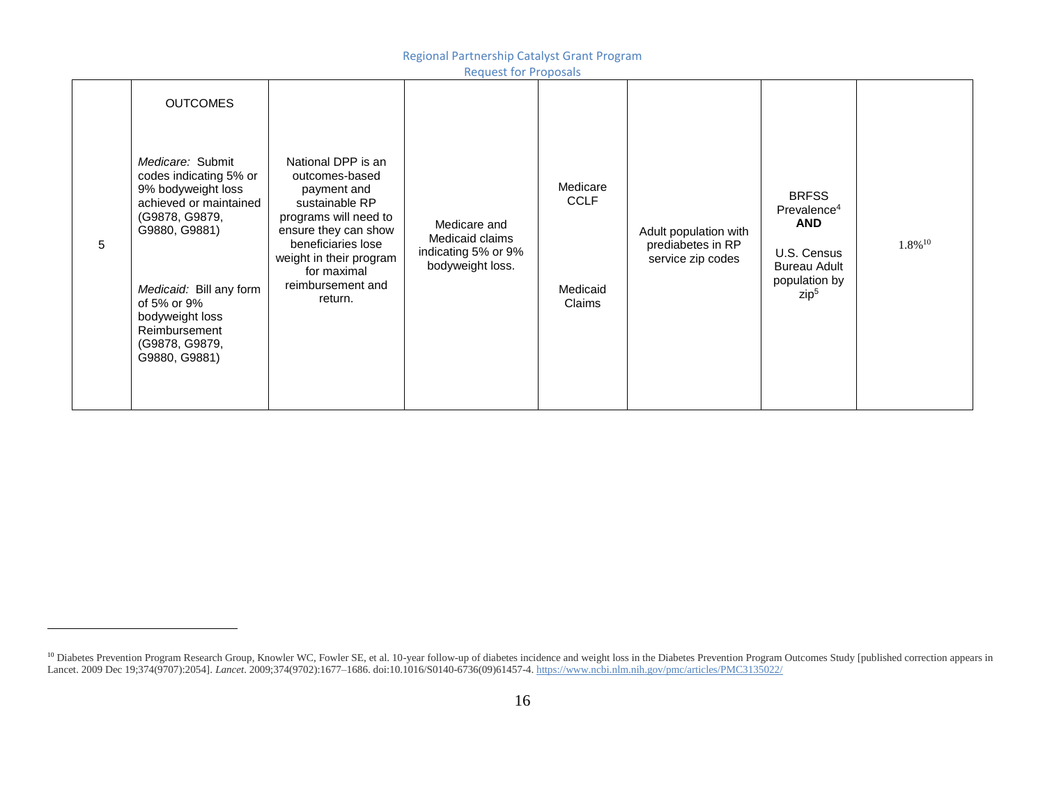| | | | | | | | |
|---|---|---|---|---|---|---|---|
| 5 | OUTCOMES<br><br>*Medicare:* Submit codes indicating 5% or 9% bodyweight loss achieved or maintained (G9878, G9879, G9880, G9881)<br><br>*Medicaid:* Bill any form of 5% or 9% bodyweight loss Reimbursement (G9878, G9879, G9880, G9881) | National DPP is an outcomes-based payment and sustainable RP programs will need to ensure they can show beneficiaries lose weight in their program for maximal reimbursement and return. | Medicare and Medicaid claims indicating 5% or 9% bodyweight loss. | Medicare CCLF<br><br>Medicaid Claims | Adult population with prediabetes in RP service zip codes | BRFSS Prevalence[4] **AND**<br><br>U.S. Census Bureau Adult population by zip[5] | 1.8%[10] |

[10] Diabetes Prevention Program Research Group, Knowler WC, Fowler SE, et al. 10-year follow-up of diabetes incidence and weight loss in the Diabetes Prevention Program Outcomes Study [published correction appears in Lancet. 2009 Dec 19;374(9707):2054]. *Lancet*. 2009;374(9702):1677–1686. doi:10.1016/S0140-6736(09)61457-4. https://www.ncbi.nlm.nih.gov/pmc/articles/PMC3135022/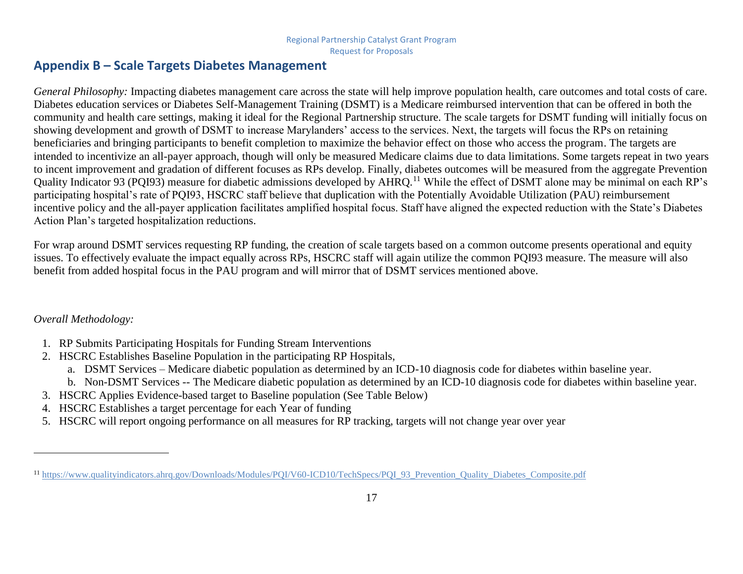## Appendix B – Scale Targets Diabetes Management

*General Philosophy:* Impacting diabetes management care across the state will help improve population health, care outcomes and total costs of care. Diabetes education services or Diabetes Self-Management Training (DSMT) is a Medicare reimbursed intervention that can be offered in both the community and health care settings, making it ideal for the Regional Partnership structure. The scale targets for DSMT funding will initially focus on showing development and growth of DSMT to increase Marylanders' access to the services. Next, the targets will focus the RPs on retaining beneficiaries and bringing participants to benefit completion to maximize the behavior effect on those who access the program. The targets are intended to incentivize an all-payer approach, though will only be measured Medicare claims due to data limitations. Some targets repeat in two years to incent improvement and gradation of different focuses as RPs develop. Finally, diabetes outcomes will be measured from the aggregate Prevention Quality Indicator 93 (PQI93) measure for diabetic admissions developed by AHRQ.[11] While the effect of DSMT alone may be minimal on each RP's participating hospital's rate of PQI93, HSCRC staff believe that duplication with the Potentially Avoidable Utilization (PAU) reimbursement incentive policy and the all-payer application facilitates amplified hospital focus. Staff have aligned the expected reduction with the State's Diabetes Action Plan's targeted hospitalization reductions.

For wrap around DSMT services requesting RP funding, the creation of scale targets based on a common outcome presents operational and equity issues. To effectively evaluate the impact equally across RPs, HSCRC staff will again utilize the common PQI93 measure. The measure will also benefit from added hospital focus in the PAU program and will mirror that of DSMT services mentioned above.

*Overall Methodology:*

1. RP Submits Participating Hospitals for Funding Stream Interventions
2. HSCRC Establishes Baseline Population in the participating RP Hospitals,
   a. DSMT Services – Medicare diabetic population as determined by an ICD-10 diagnosis code for diabetes within baseline year.
   b. Non-DSMT Services -- The Medicare diabetic population as determined by an ICD-10 diagnosis code for diabetes within baseline year.
3. HSCRC Applies Evidence-based target to Baseline population (See Table Below)
4. HSCRC Establishes a target percentage for each Year of funding
5. HSCRC will report ongoing performance on all measures for RP tracking, targets will not change year over year

[11] https://www.qualityindicators.ahrq.gov/Downloads/Modules/PQI/V60-ICD10/TechSpecs/PQI_93_Prevention_Quality_Diabetes_Composite.pdf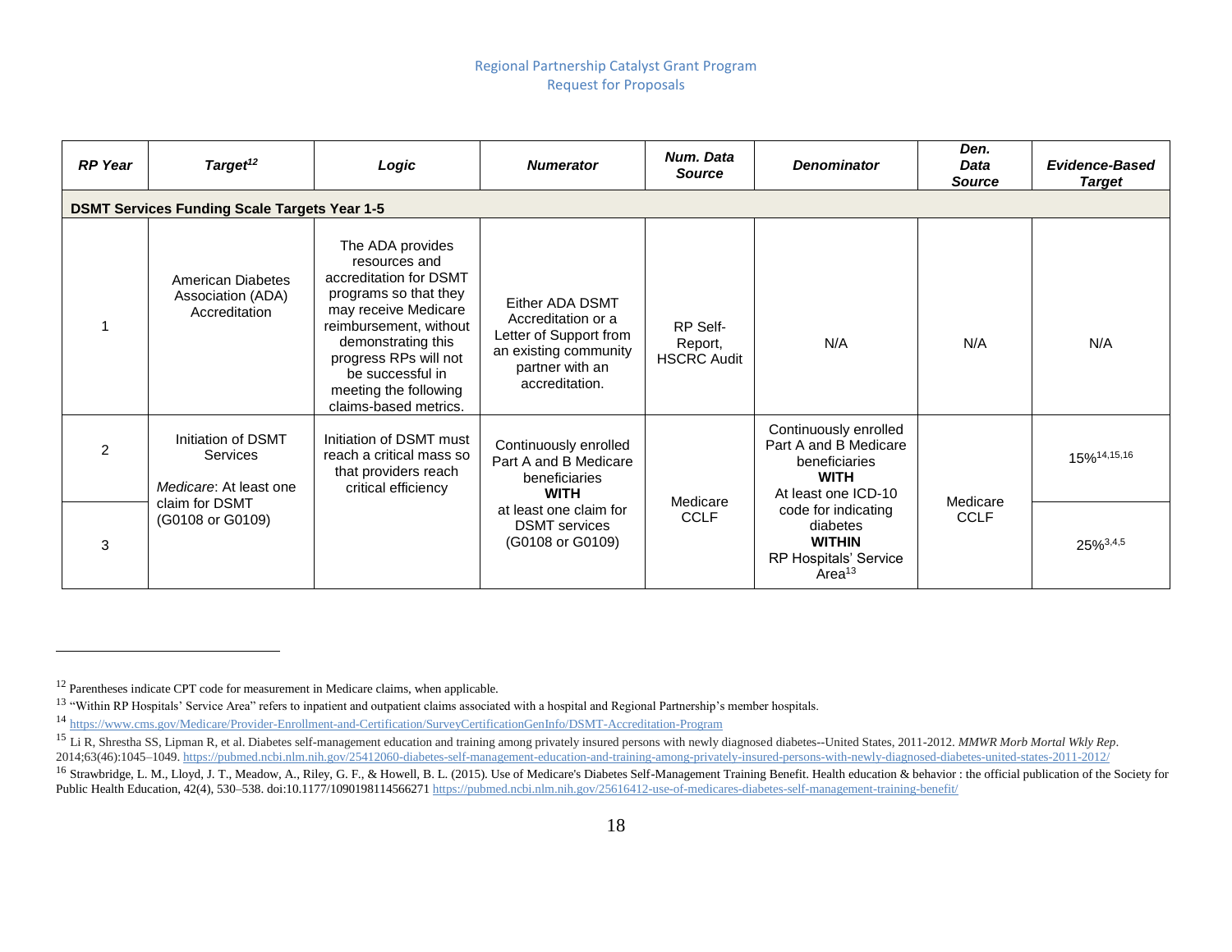| RP Year | Target[12] | Logic | Numerator | Num. Data Source | Denominator | Den. Data Source | Evidence-Based Target |
|---|---|---|---|---|---|---|---|
| **DSMT Services Funding Scale Targets Year 1-5** | | | | | | | |
| 1 | American Diabetes Association (ADA) Accreditation | The ADA provides resources and accreditation for DSMT programs so that they may receive Medicare reimbursement, without demonstrating this progress RPs will not be successful in meeting the following claims-based metrics. | Either ADA DSMT Accreditation or a Letter of Support from an existing community partner with an accreditation. | RP Self-Report, HSCRC Audit | N/A | N/A | N/A |
| 2 | Initiation of DSMT Services<br><br>*Medicare*: At least one claim for DSMT (G0108 or G0109) | Initiation of DSMT must reach a critical mass so that providers reach critical efficiency | Continuously enrolled Part A and B Medicare beneficiaries **WITH** at least one claim for DSMT services (G0108 or G0109) | Medicare CCLF | Continuously enrolled Part A and B Medicare beneficiaries **WITH** At least one ICD-10 code for indicating diabetes **WITHIN** RP Hospitals' Service Area[13] | Medicare CCLF | 15%[14,15,16] |
| 3 | | | | | | | 25%[3,4,5] |

[12] Parentheses indicate CPT code for measurement in Medicare claims, when applicable.

[13] "Within RP Hospitals' Service Area" refers to inpatient and outpatient claims associated with a hospital and Regional Partnership's member hospitals.

[14] https://www.cms.gov/Medicare/Provider-Enrollment-and-Certification/SurveyCertificationGenInfo/DSMT-Accreditation-Program

[15] Li R, Shrestha SS, Lipman R, et al. Diabetes self-management education and training among privately insured persons with newly diagnosed diabetes--United States, 2011-2012. *MMWR Morb Mortal Wkly Rep*. 2014;63(46):1045–1049. https://pubmed.ncbi.nlm.nih.gov/25412060-diabetes-self-management-education-and-training-among-privately-insured-persons-with-newly-diagnosed-diabetes-united-states-2011-2012/

[16] Strawbridge, L. M., Lloyd, J. T., Meadow, A., Riley, G. F., & Howell, B. L. (2015). Use of Medicare's Diabetes Self-Management Training Benefit. Health education & behavior : the official publication of the Society for Public Health Education, 42(4), 530–538. doi:10.1177/1090198114566271 https://pubmed.ncbi.nlm.nih.gov/25616412-use-of-medicares-diabetes-self-management-training-benefit/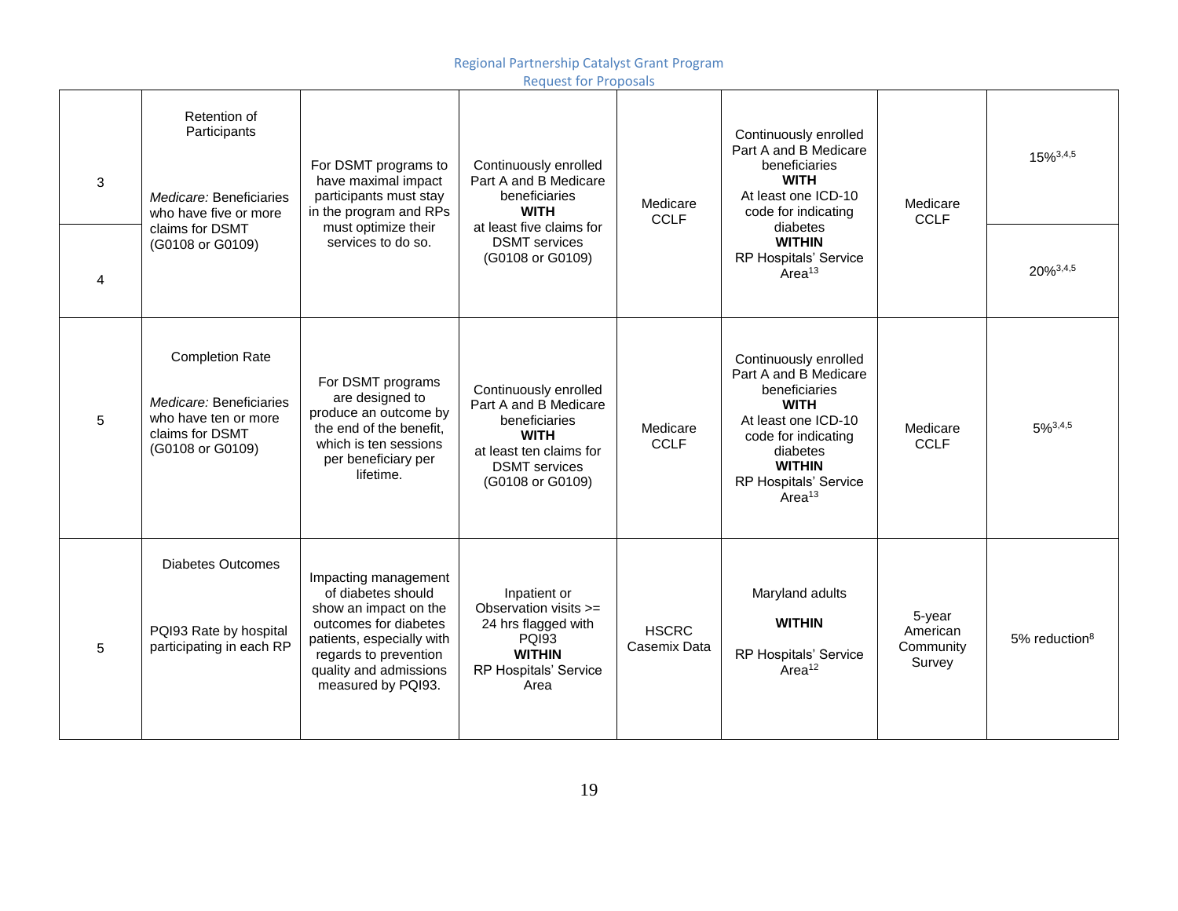| | | | | | | | |
|---|---|---|---|---|---|---|---|
| 3 | Retention of Participants<br><br>*Medicare:* Beneficiaries who have five or more claims for DSMT (G0108 or G0109) | For DSMT programs to have maximal impact participants must stay in the program and RPs must optimize their services to do so. | Continuously enrolled Part A and B Medicare beneficiaries **WITH** at least five claims for DSMT services (G0108 or G0109) | Medicare CCLF | Continuously enrolled Part A and B Medicare beneficiaries **WITH** At least one ICD-10 code for indicating diabetes **WITHIN** RP Hospitals' Service Area[13] | Medicare CCLF | 15%[3,4,5] |
| 4 | | | | | | | 20%[3,4,5] |
| 5 | Completion Rate<br><br>*Medicare:* Beneficiaries who have ten or more claims for DSMT (G0108 or G0109) | For DSMT programs are designed to produce an outcome by the end of the benefit, which is ten sessions per beneficiary per lifetime. | Continuously enrolled Part A and B Medicare beneficiaries **WITH** at least ten claims for DSMT services (G0108 or G0109) | Medicare CCLF | Continuously enrolled Part A and B Medicare beneficiaries **WITH** At least one ICD-10 code for indicating diabetes **WITHIN** RP Hospitals' Service Area[13] | Medicare CCLF | 5%[3,4,5] |
| 5 | Diabetes Outcomes<br><br>PQI93 Rate by hospital participating in each RP | Impacting management of diabetes should show an impact on the outcomes for diabetes patients, especially with regards to prevention quality and admissions measured by PQI93. | Inpatient or Observation visits >= 24 hrs flagged with PQI93 **WITHIN** RP Hospitals' Service Area | HSCRC Casemix Data | Maryland adults **WITHIN** RP Hospitals' Service Area[12] | 5-year American Community Survey | 5% reduction[8] |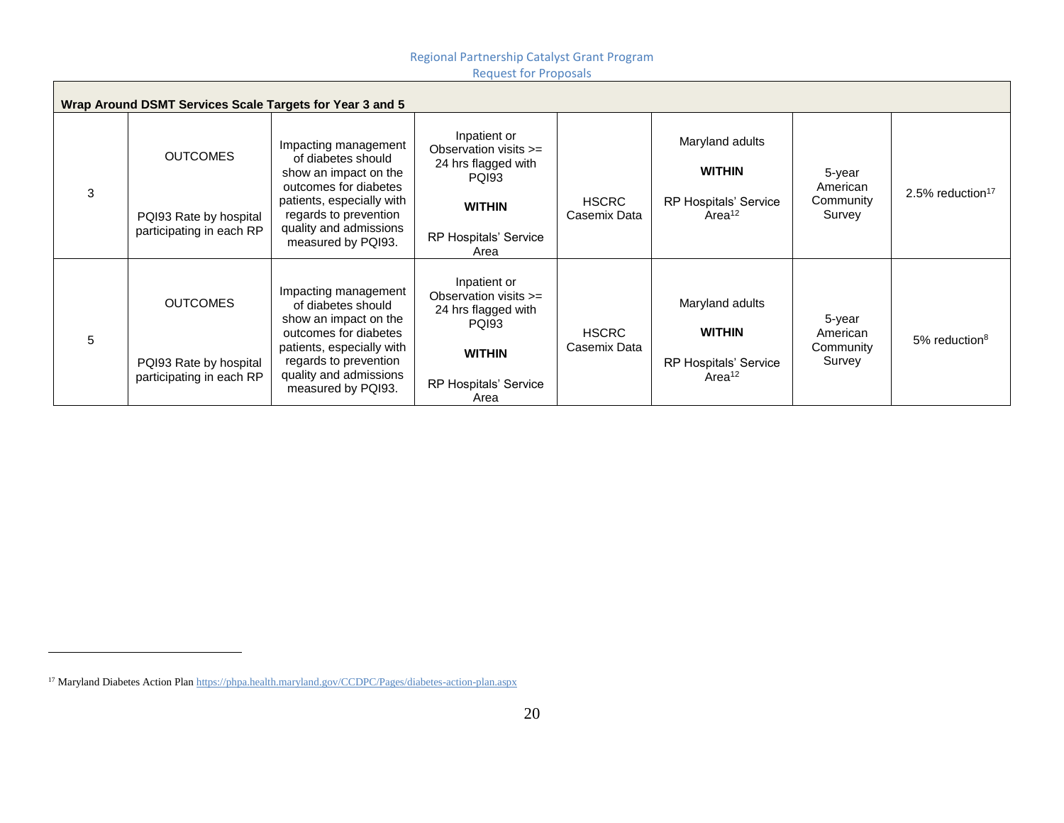| Wrap Around DSMT Services Scale Targets for Year 3 and 5 | | | | | | | |
|---|---|---|---|---|---|---|---|
| 3 | OUTCOMES<br><br>PQI93 Rate by hospital participating in each RP | Impacting management of diabetes should show an impact on the outcomes for diabetes patients, especially with regards to prevention quality and admissions measured by PQI93. | Inpatient or Observation visits >= 24 hrs flagged with PQI93<br><br>**WITHIN**<br><br>RP Hospitals' Service Area | HSCRC Casemix Data | Maryland adults<br><br>**WITHIN**<br><br>RP Hospitals' Service Area[12] | 5-year American Community Survey | 2.5% reduction[17] |
| 5 | OUTCOMES<br><br>PQI93 Rate by hospital participating in each RP | Impacting management of diabetes should show an impact on the outcomes for diabetes patients, especially with regards to prevention quality and admissions measured by PQI93. | Inpatient or Observation visits >= 24 hrs flagged with PQI93<br><br>**WITHIN**<br><br>RP Hospitals' Service Area | HSCRC Casemix Data | Maryland adults<br><br>**WITHIN**<br><br>RP Hospitals' Service Area[12] | 5-year American Community Survey | 5% reduction[8] |

[17] Maryland Diabetes Action Plan https://phpa.health.maryland.gov/CCDPC/Pages/diabetes-action-plan.aspx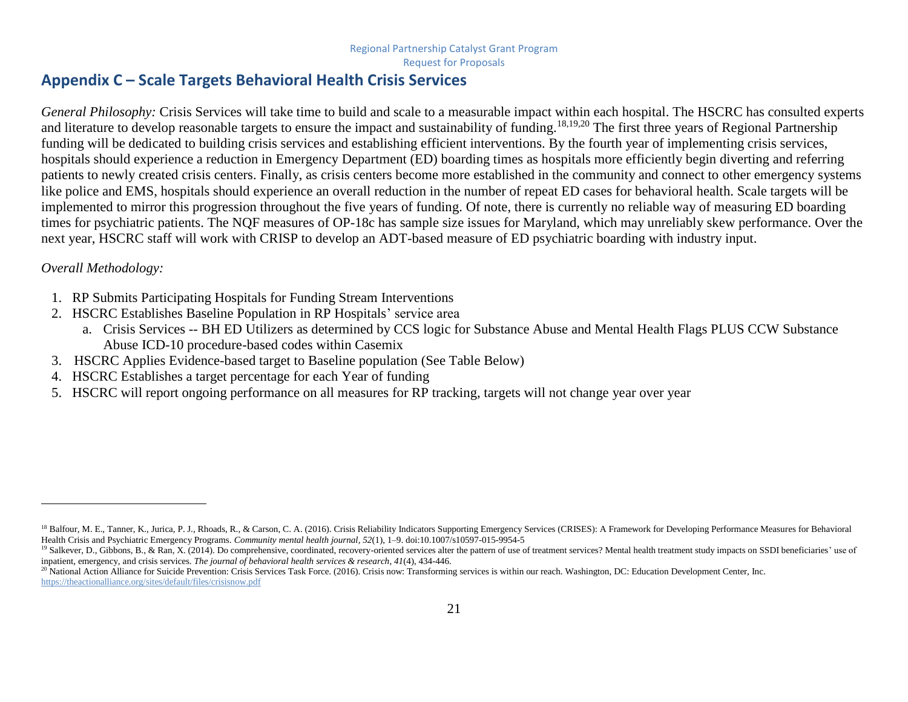## Appendix C – Scale Targets Behavioral Health Crisis Services

*General Philosophy:* Crisis Services will take time to build and scale to a measurable impact within each hospital. The HSCRC has consulted experts and literature to develop reasonable targets to ensure the impact and sustainability of funding.[18,19,20] The first three years of Regional Partnership funding will be dedicated to building crisis services and establishing efficient interventions. By the fourth year of implementing crisis services, hospitals should experience a reduction in Emergency Department (ED) boarding times as hospitals more efficiently begin diverting and referring patients to newly created crisis centers. Finally, as crisis centers become more established in the community and connect to other emergency systems like police and EMS, hospitals should experience an overall reduction in the number of repeat ED cases for behavioral health. Scale targets will be implemented to mirror this progression throughout the five years of funding. Of note, there is currently no reliable way of measuring ED boarding times for psychiatric patients. The NQF measures of OP-18c has sample size issues for Maryland, which may unreliably skew performance. Over the next year, HSCRC staff will work with CRISP to develop an ADT-based measure of ED psychiatric boarding with industry input.

*Overall Methodology:*

1. RP Submits Participating Hospitals for Funding Stream Interventions
2. HSCRC Establishes Baseline Population in RP Hospitals' service area
   a. Crisis Services -- BH ED Utilizers as determined by CCS logic for Substance Abuse and Mental Health Flags PLUS CCW Substance Abuse ICD-10 procedure-based codes within Casemix
3. HSCRC Applies Evidence-based target to Baseline population (See Table Below)
4. HSCRC Establishes a target percentage for each Year of funding
5. HSCRC will report ongoing performance on all measures for RP tracking, targets will not change year over year

---

[18] Balfour, M. E., Tanner, K., Jurica, P. J., Rhoads, R., & Carson, C. A. (2016). Crisis Reliability Indicators Supporting Emergency Services (CRISES): A Framework for Developing Performance Measures for Behavioral Health Crisis and Psychiatric Emergency Programs. *Community mental health journal*, *52*(1), 1–9. doi:10.1007/s10597-015-9954-5

[19] Salkever, D., Gibbons, B., & Ran, X. (2014). Do comprehensive, coordinated, recovery-oriented services alter the pattern of use of treatment services? Mental health treatment study impacts on SSDI beneficiaries' use of inpatient, emergency, and crisis services. *The journal of behavioral health services & research*, *41*(4), 434-446.

[20] National Action Alliance for Suicide Prevention: Crisis Services Task Force. (2016). Crisis now: Transforming services is within our reach. Washington, DC: Education Development Center, Inc. https://theactionalliance.org/sites/default/files/crisisnow.pdf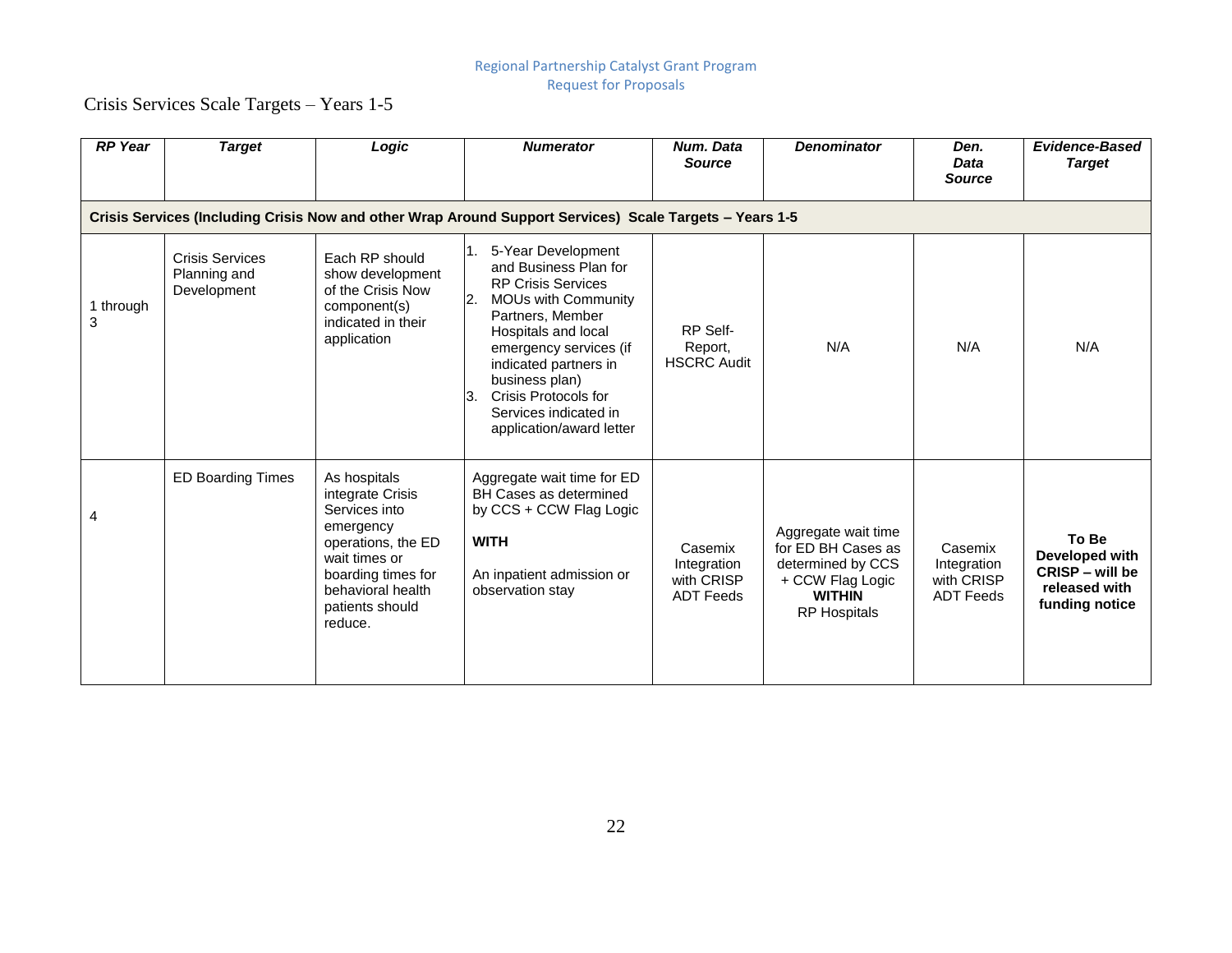Crisis Services Scale Targets – Years 1-5

| ***RP Year*** | ***Target*** | ***Logic*** | ***Numerator*** | ***Num. Data Source*** | ***Denominator*** | ***Den. Data Source*** | ***Evidence-Based Target*** |
|---|---|---|---|---|---|---|---|
| **Crisis Services (Including Crisis Now and other Wrap Around Support Services) Scale Targets – Years 1-5** | | | | | | | |
| 1 through 3 | Crisis Services Planning and Development | Each RP should show development of the Crisis Now component(s) indicated in their application | 1. 5-Year Development and Business Plan for RP Crisis Services<br>2. MOUs with Community Partners, Member Hospitals and local emergency services (if indicated partners in business plan)<br>3. Crisis Protocols for Services indicated in application/award letter | RP Self-Report, HSCRC Audit | N/A | N/A | N/A |
| 4 | ED Boarding Times | As hospitals integrate Crisis Services into emergency operations, the ED wait times or boarding times for behavioral health patients should reduce. | Aggregate wait time for ED BH Cases as determined by CCS + CCW Flag Logic<br><br>**WITH**<br><br>An inpatient admission or observation stay | Casemix Integration with CRISP ADT Feeds | Aggregate wait time for ED BH Cases as determined by CCS + CCW Flag Logic **WITHIN** RP Hospitals | Casemix Integration with CRISP ADT Feeds | **To Be Developed with CRISP – will be released with funding notice** |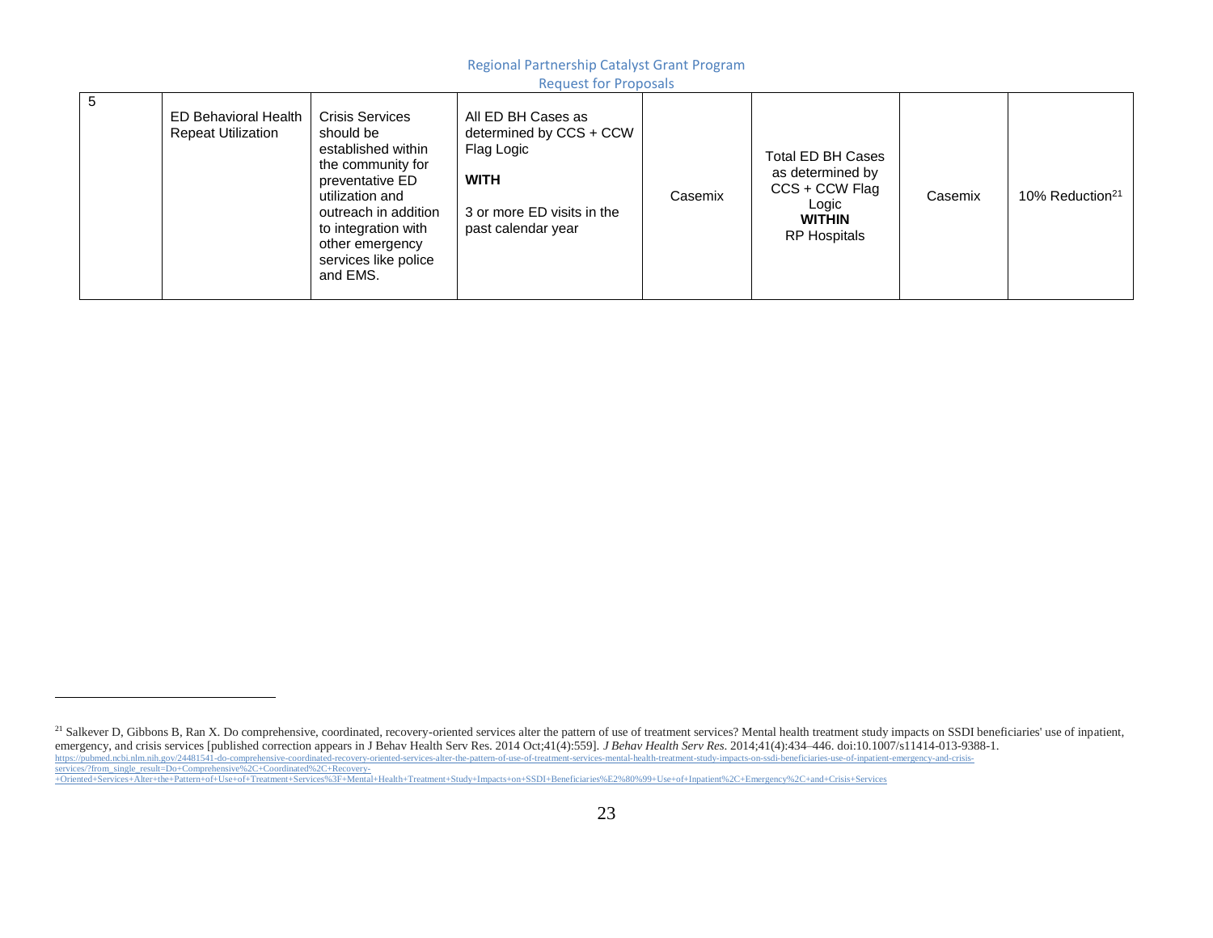| 5 | ED Behavioral Health Repeat Utilization | Crisis Services should be established within the community for preventative ED utilization and outreach in addition to integration with other emergency services like police and EMS. | All ED BH Cases as determined by CCS + CCW Flag Logic<br><br>**WITH**<br><br>3 or more ED visits in the past calendar year | Casemix | Total ED BH Cases as determined by CCS + CCW Flag Logic<br>**WITHIN**<br>RP Hospitals | Casemix | 10% Reduction[21] |
|---|---|---|---|---|---|---|---|

[21] Salkever D, Gibbons B, Ran X. Do comprehensive, coordinated, recovery-oriented services alter the pattern of use of treatment services? Mental health treatment study impacts on SSDI beneficiaries' use of inpatient, emergency, and crisis services [published correction appears in J Behav Health Serv Res. 2014 Oct;41(4):559]. *J Behav Health Serv Res*. 2014;41(4):434–446. doi:10.1007/s11414-013-9388-1. https://pubmed.ncbi.nlm.nih.gov/24481541-do-comprehensive-coordinated-recovery-oriented-services-alter-the-pattern-of-use-of-treatment-services-mental-health-treatment-study-impacts-on-ssdi-beneficiaries-use-of-inpatient-emergency-and-crisis-services/?from_single_result=Do+Comprehensive%2C+Coordinated%2C+Recovery-+Oriented+Services+Alter+the+Pattern+of+Use+of+Treatment+Services%3F+Mental+Health+Treatment+Study+Impacts+on+SSDI+Beneficiaries%E2%80%99+Use+of+Inpatient%2C+Emergency%2C+and+Crisis+Services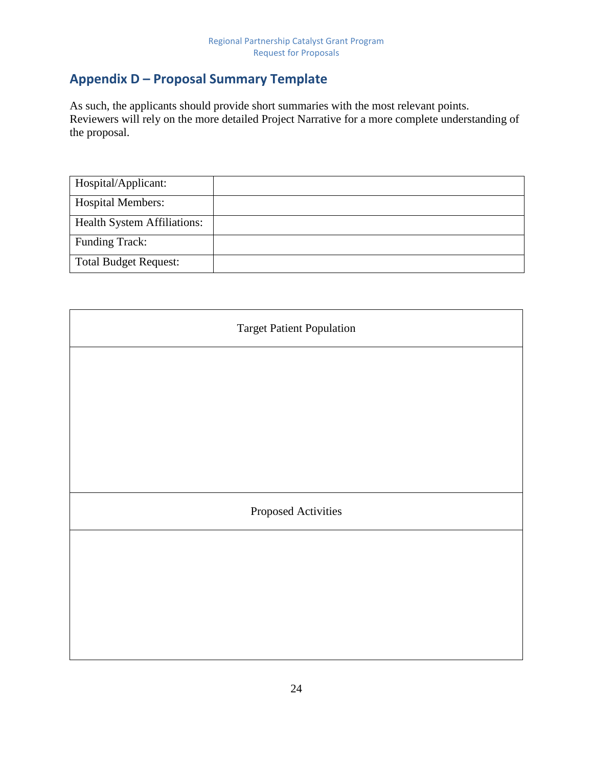## Appendix D – Proposal Summary Template

As such, the applicants should provide short summaries with the most relevant points. Reviewers will rely on the more detailed Project Narrative for a more complete understanding of the proposal.

| Hospital/Applicant: | |
|---|---|
| Hospital Members: | |
| Health System Affiliations: | |
| Funding Track: | |
| Total Budget Request: | |

| Target Patient Population |
|---|
| |
| **Proposed Activities** |
| |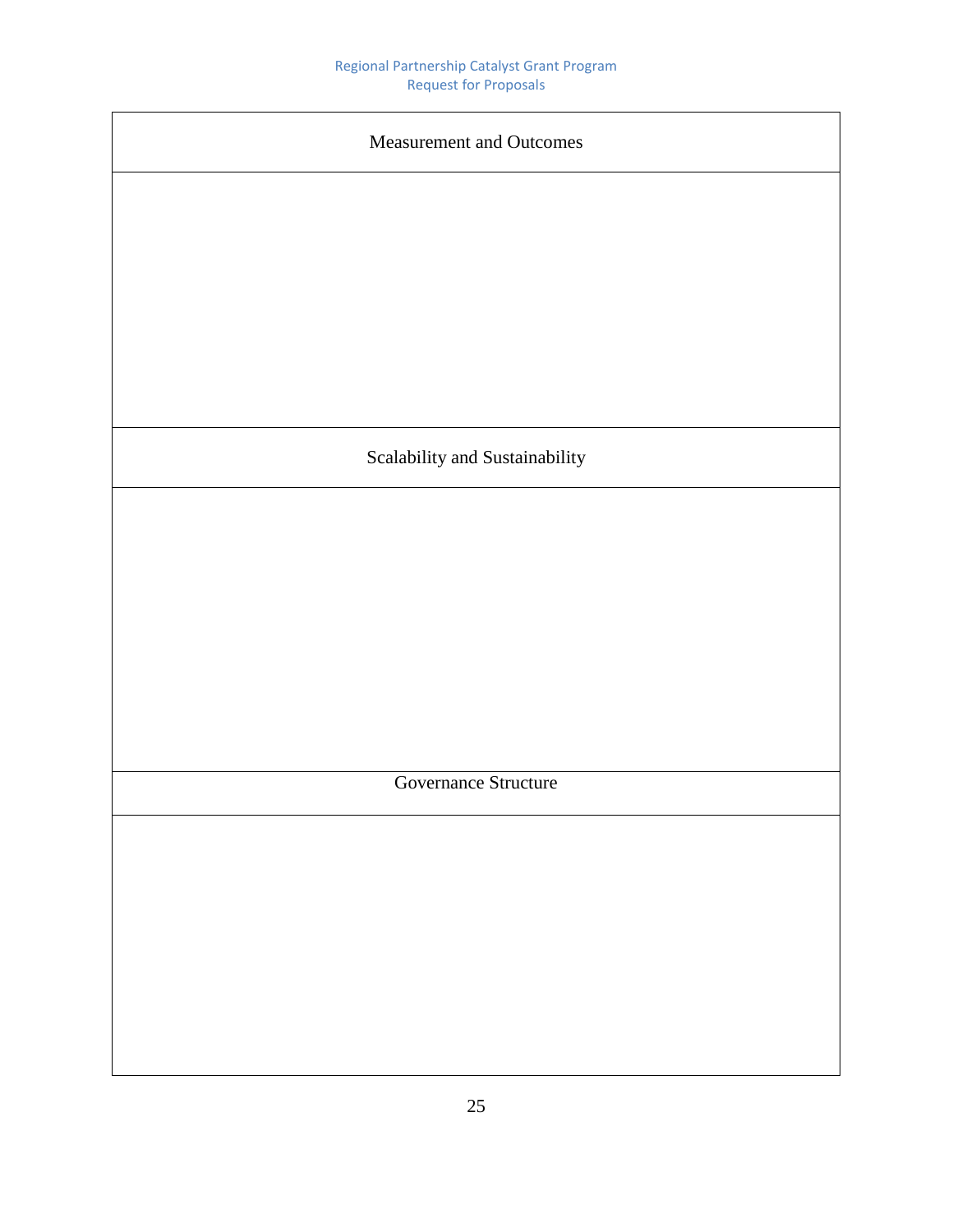| Measurement and Outcomes |
| --- |
| |
| Scalability and Sustainability |
| |
| Governance Structure |
| |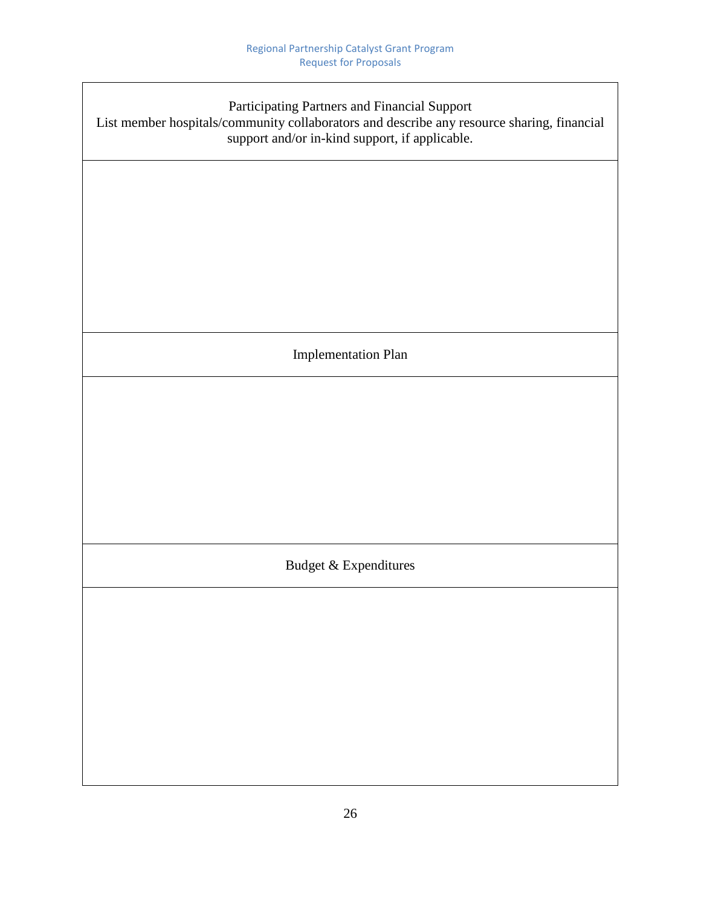| Participating Partners and Financial Support<br>List member hospitals/community collaborators and describe any resource sharing, financial support and/or in-kind support, if applicable. |
|---|
| |
| Implementation Plan |
| |
| Budget & Expenditures |
| |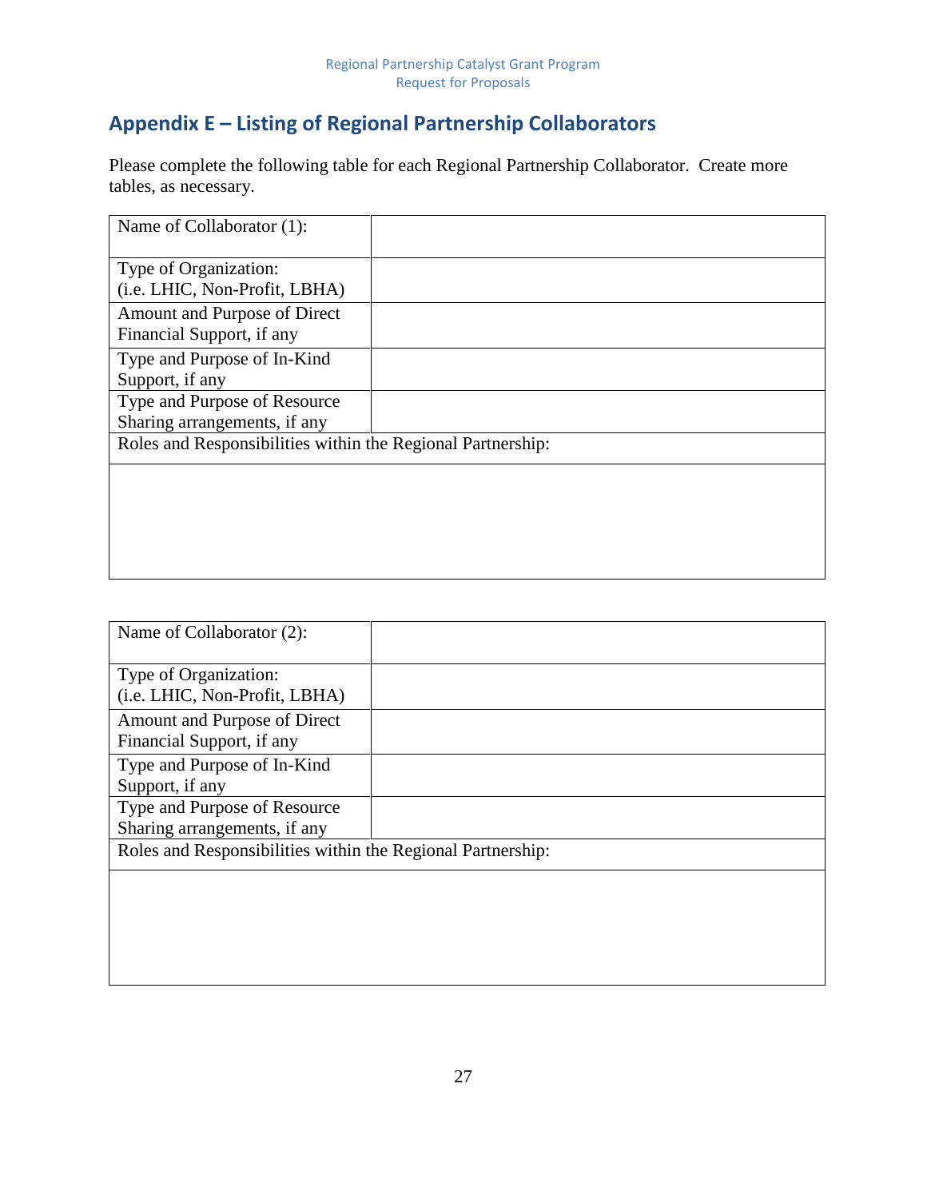## Appendix E – Listing of Regional Partnership Collaborators

Please complete the following table for each Regional Partnership Collaborator. Create more tables, as necessary.

| Name of Collaborator (1): | |
|---|---|
| Type of Organization: (i.e. LHIC, Non-Profit, LBHA) | |
| Amount and Purpose of Direct Financial Support, if any | |
| Type and Purpose of In-Kind Support, if any | |
| Type and Purpose of Resource Sharing arrangements, if any | |
| Roles and Responsibilities within the Regional Partnership: | |
| | |

| Name of Collaborator (2): | |
|---|---|
| Type of Organization: (i.e. LHIC, Non-Profit, LBHA) | |
| Amount and Purpose of Direct Financial Support, if any | |
| Type and Purpose of In-Kind Support, if any | |
| Type and Purpose of Resource Sharing arrangements, if any | |
| Roles and Responsibilities within the Regional Partnership: | |
| | |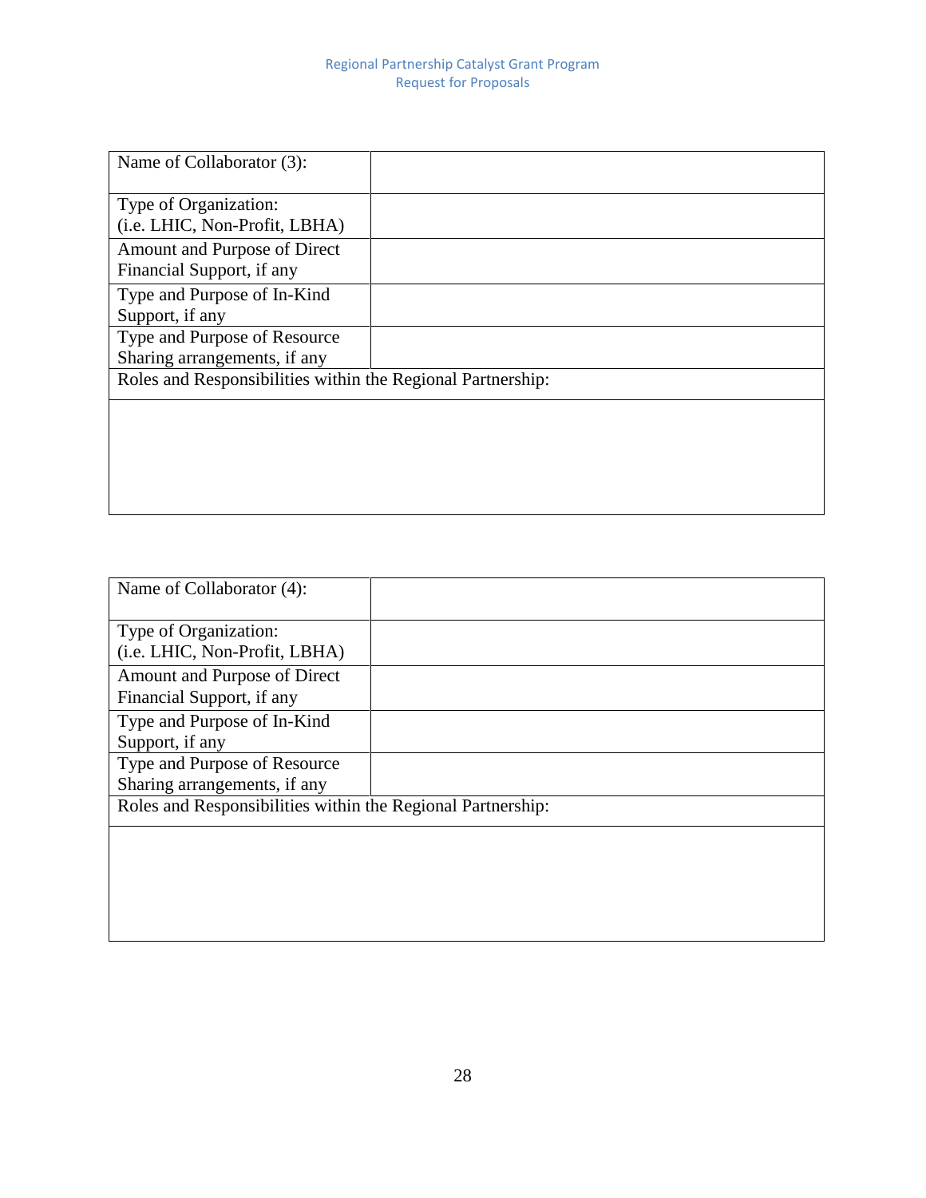| Name of Collaborator (3): | |
|---|---|
| Type of Organization: (i.e. LHIC, Non-Profit, LBHA) | |
| Amount and Purpose of Direct Financial Support, if any | |
| Type and Purpose of In-Kind Support, if any | |
| Type and Purpose of Resource Sharing arrangements, if any | |
| Roles and Responsibilities within the Regional Partnership: | |
| | |

| Name of Collaborator (4): | |
|---|---|
| Type of Organization: (i.e. LHIC, Non-Profit, LBHA) | |
| Amount and Purpose of Direct Financial Support, if any | |
| Type and Purpose of In-Kind Support, if any | |
| Type and Purpose of Resource Sharing arrangements, if any | |
| Roles and Responsibilities within the Regional Partnership: | |
| | |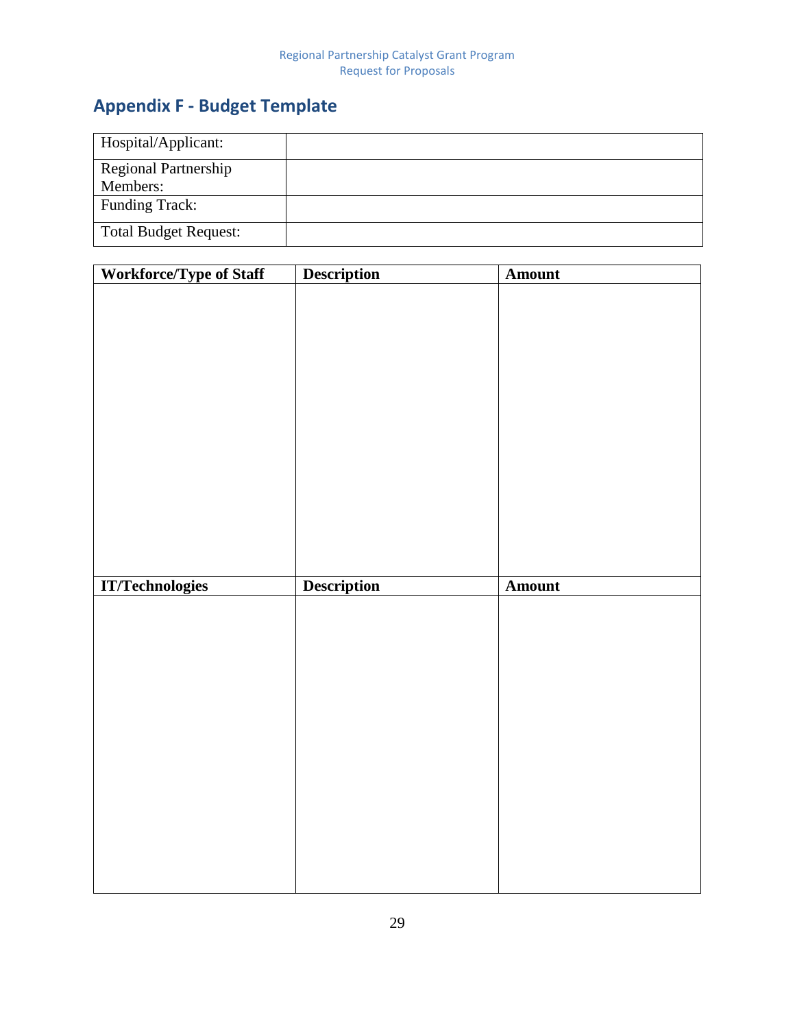## Appendix F - Budget Template

| Hospital/Applicant: | |
|---|---|
| Regional Partnership Members: | |
| Funding Track: | |
| Total Budget Request: | |

| Workforce/Type of Staff | Description | Amount |
|---|---|---|
| | | |

| IT/Technologies | Description | Amount |
|---|---|---|
| | | |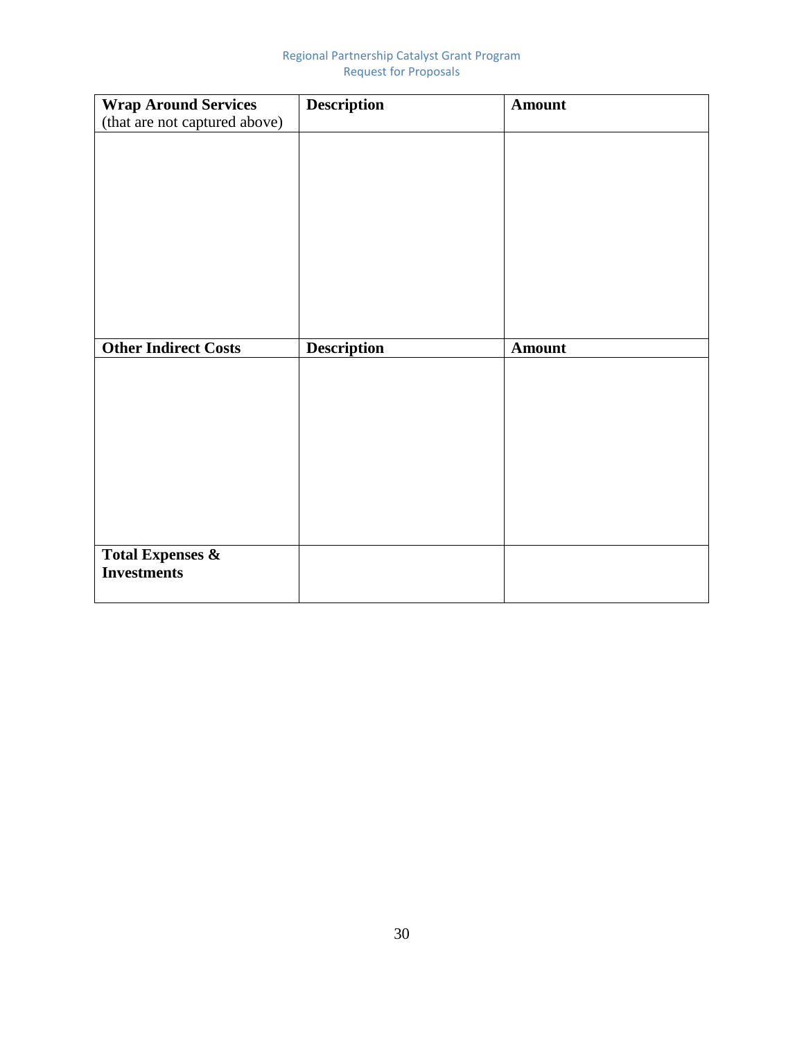| **Wrap Around Services** (that are not captured above) | **Description** | **Amount** |
|---|---|---|
| | | |
| **Other Indirect Costs** | **Description** | **Amount** |
| | | |
| **Total Expenses & Investments** | | |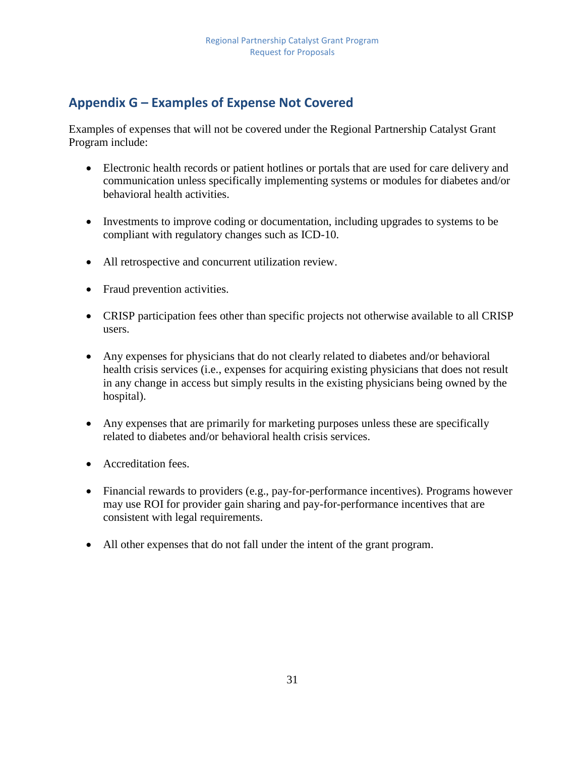## Appendix G – Examples of Expense Not Covered

Examples of expenses that will not be covered under the Regional Partnership Catalyst Grant Program include:

- Electronic health records or patient hotlines or portals that are used for care delivery and communication unless specifically implementing systems or modules for diabetes and/or behavioral health activities.
- Investments to improve coding or documentation, including upgrades to systems to be compliant with regulatory changes such as ICD-10.
- All retrospective and concurrent utilization review.
- Fraud prevention activities.
- CRISP participation fees other than specific projects not otherwise available to all CRISP users.
- Any expenses for physicians that do not clearly related to diabetes and/or behavioral health crisis services (i.e., expenses for acquiring existing physicians that does not result in any change in access but simply results in the existing physicians being owned by the hospital).
- Any expenses that are primarily for marketing purposes unless these are specifically related to diabetes and/or behavioral health crisis services.
- Accreditation fees.
- Financial rewards to providers (e.g., pay-for-performance incentives). Programs however may use ROI for provider gain sharing and pay-for-performance incentives that are consistent with legal requirements.
- All other expenses that do not fall under the intent of the grant program.